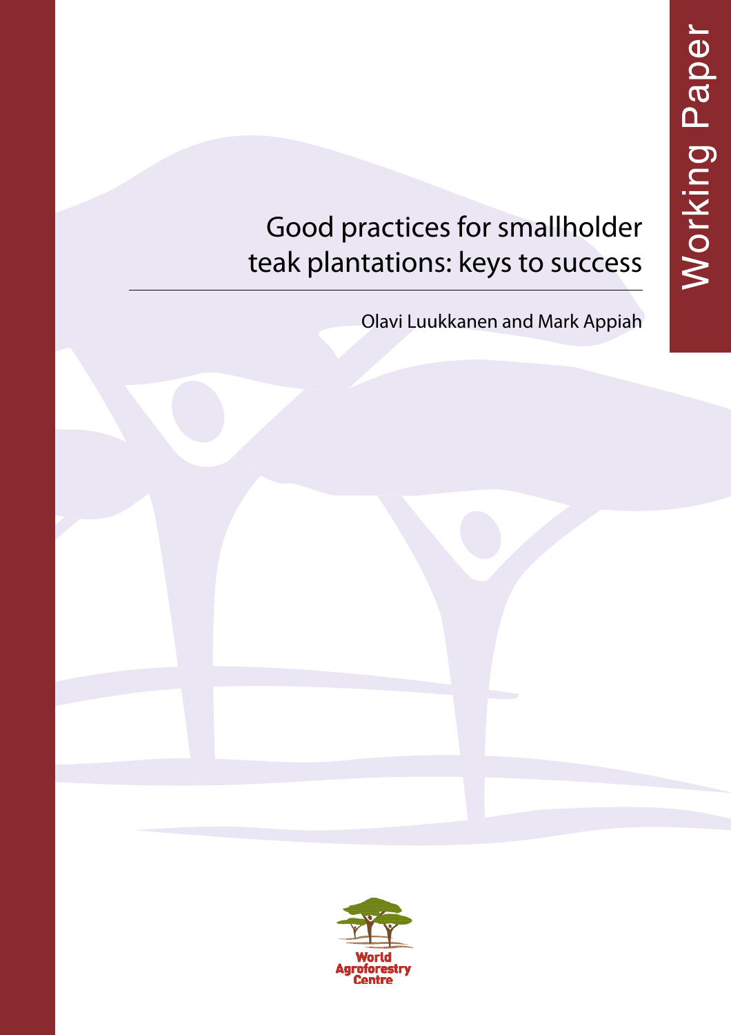Working Paper

# Good practices for smallholder teak plantations: keys to success

Olavi Luukkanen and Mark Appiah

World Agroforestry Centre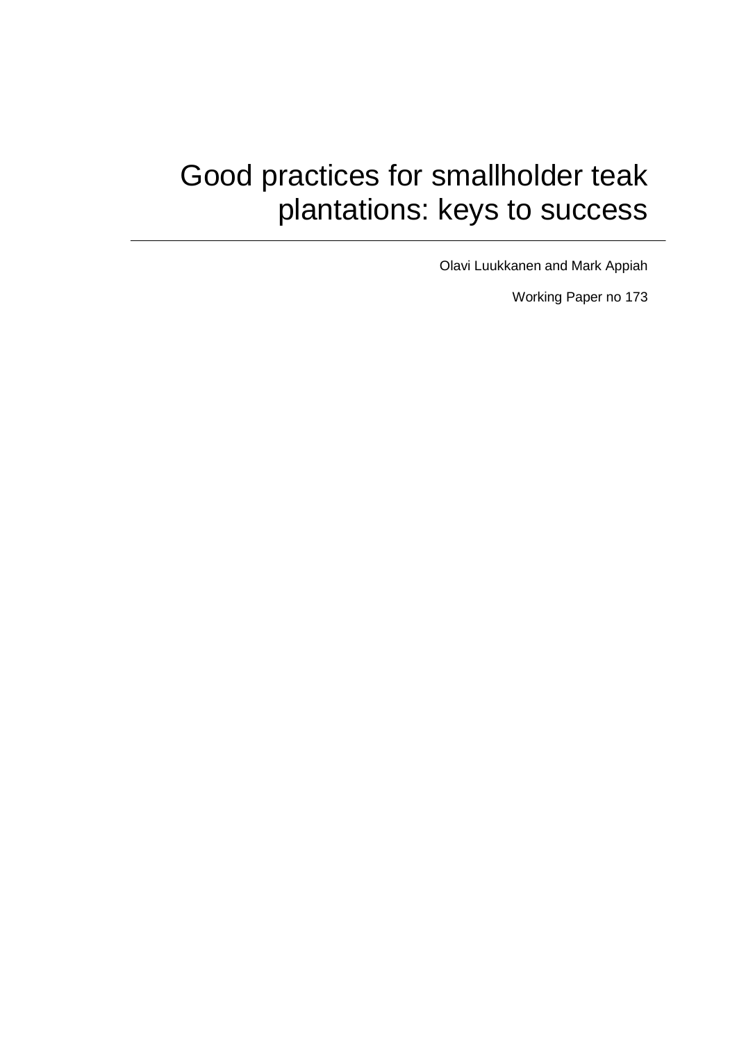# Good practices for smallholder teak plantations: keys to success

---

Olavi Luukkanen and Mark Appiah

Working Paper no 173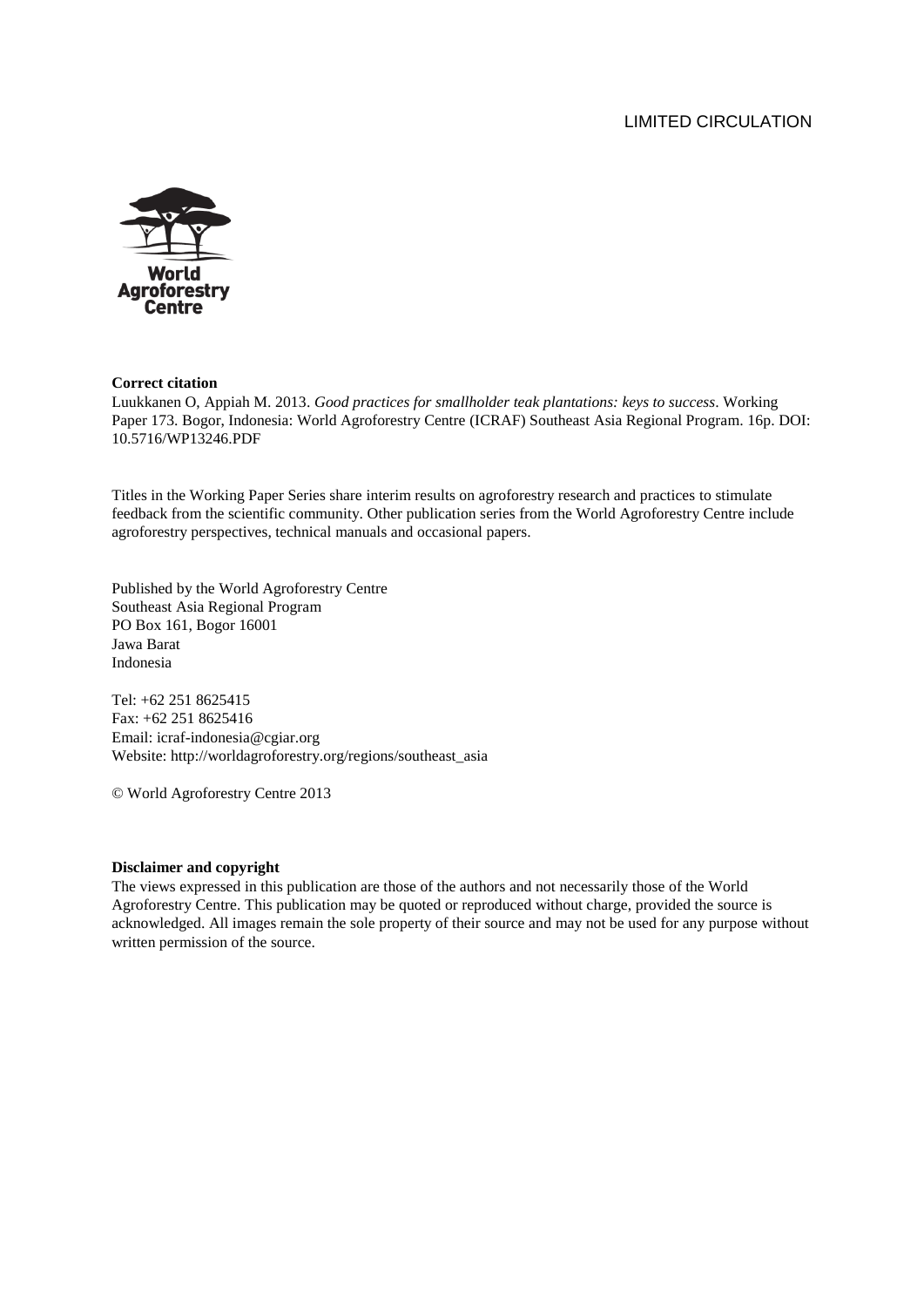LIMITED CIRCULATION

World Agroforestry Centre

**Correct citation**
Luukkanen O, Appiah M. 2013. *Good practices for smallholder teak plantations: keys to success*. Working Paper 173. Bogor, Indonesia: World Agroforestry Centre (ICRAF) Southeast Asia Regional Program. 16p. DOI: 10.5716/WP13246.PDF

Titles in the Working Paper Series share interim results on agroforestry research and practices to stimulate feedback from the scientific community. Other publication series from the World Agroforestry Centre include agroforestry perspectives, technical manuals and occasional papers.

Published by the World Agroforestry Centre
Southeast Asia Regional Program
PO Box 161, Bogor 16001
Jawa Barat
Indonesia

Tel: +62 251 8625415
Fax: +62 251 8625416
Email: icraf-indonesia@cgiar.org
Website: http://worldagroforestry.org/regions/southeast_asia

© World Agroforestry Centre 2013

**Disclaimer and copyright**
The views expressed in this publication are those of the authors and not necessarily those of the World Agroforestry Centre. This publication may be quoted or reproduced without charge, provided the source is acknowledged. All images remain the sole property of their source and may not be used for any purpose without written permission of the source.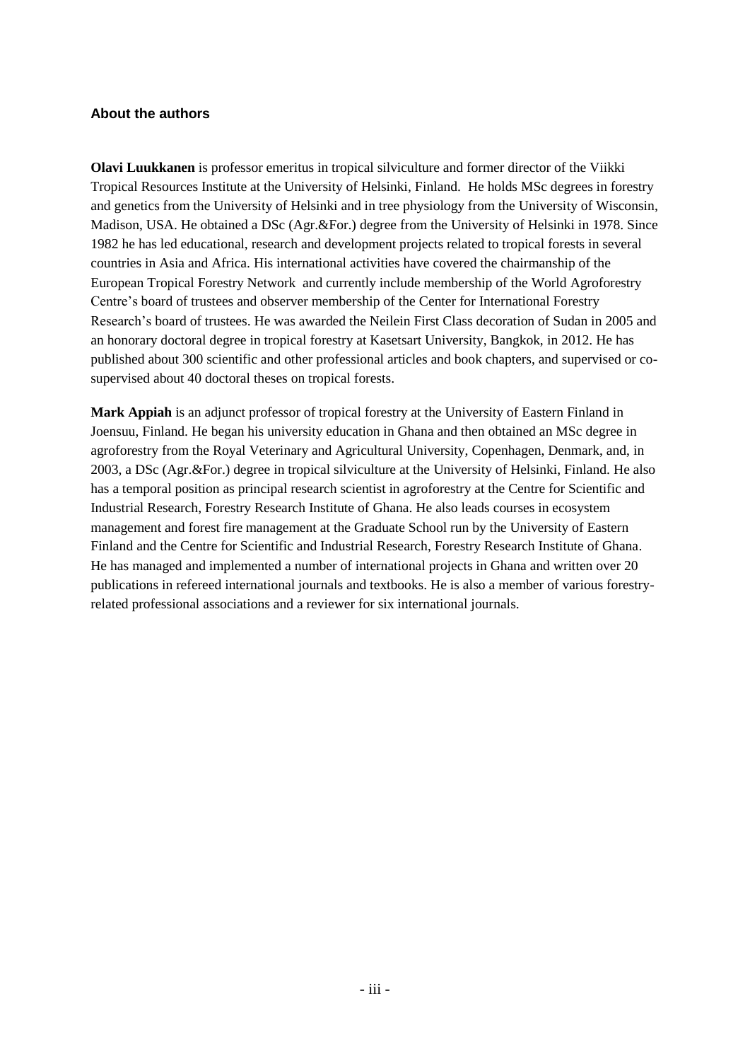### About the authors

**Olavi Luukkanen** is professor emeritus in tropical silviculture and former director of the Viikki Tropical Resources Institute at the University of Helsinki, Finland. He holds MSc degrees in forestry and genetics from the University of Helsinki and in tree physiology from the University of Wisconsin, Madison, USA. He obtained a DSc (Agr.&For.) degree from the University of Helsinki in 1978. Since 1982 he has led educational, research and development projects related to tropical forests in several countries in Asia and Africa. His international activities have covered the chairmanship of the European Tropical Forestry Network and currently include membership of the World Agroforestry Centre's board of trustees and observer membership of the Center for International Forestry Research's board of trustees. He was awarded the Neilein First Class decoration of Sudan in 2005 and an honorary doctoral degree in tropical forestry at Kasetsart University, Bangkok, in 2012. He has published about 300 scientific and other professional articles and book chapters, and supervised or co-supervised about 40 doctoral theses on tropical forests.

**Mark Appiah** is an adjunct professor of tropical forestry at the University of Eastern Finland in Joensuu, Finland. He began his university education in Ghana and then obtained an MSc degree in agroforestry from the Royal Veterinary and Agricultural University, Copenhagen, Denmark, and, in 2003, a DSc (Agr.&For.) degree in tropical silviculture at the University of Helsinki, Finland. He also has a temporal position as principal research scientist in agroforestry at the Centre for Scientific and Industrial Research, Forestry Research Institute of Ghana. He also leads courses in ecosystem management and forest fire management at the Graduate School run by the University of Eastern Finland and the Centre for Scientific and Industrial Research, Forestry Research Institute of Ghana. He has managed and implemented a number of international projects in Ghana and written over 20 publications in refereed international journals and textbooks. He is also a member of various forestry-related professional associations and a reviewer for six international journals.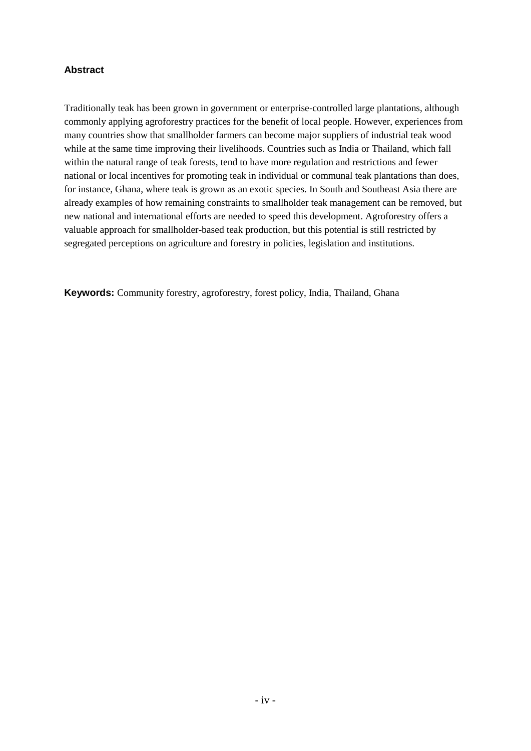## Abstract

Traditionally teak has been grown in government or enterprise-controlled large plantations, although commonly applying agroforestry practices for the benefit of local people. However, experiences from many countries show that smallholder farmers can become major suppliers of industrial teak wood while at the same time improving their livelihoods. Countries such as India or Thailand, which fall within the natural range of teak forests, tend to have more regulation and restrictions and fewer national or local incentives for promoting teak in individual or communal teak plantations than does, for instance, Ghana, where teak is grown as an exotic species. In South and Southeast Asia there are already examples of how remaining constraints to smallholder teak management can be removed, but new national and international efforts are needed to speed this development. Agroforestry offers a valuable approach for smallholder-based teak production, but this potential is still restricted by segregated perceptions on agriculture and forestry in policies, legislation and institutions.

**Keywords:** Community forestry, agroforestry, forest policy, India, Thailand, Ghana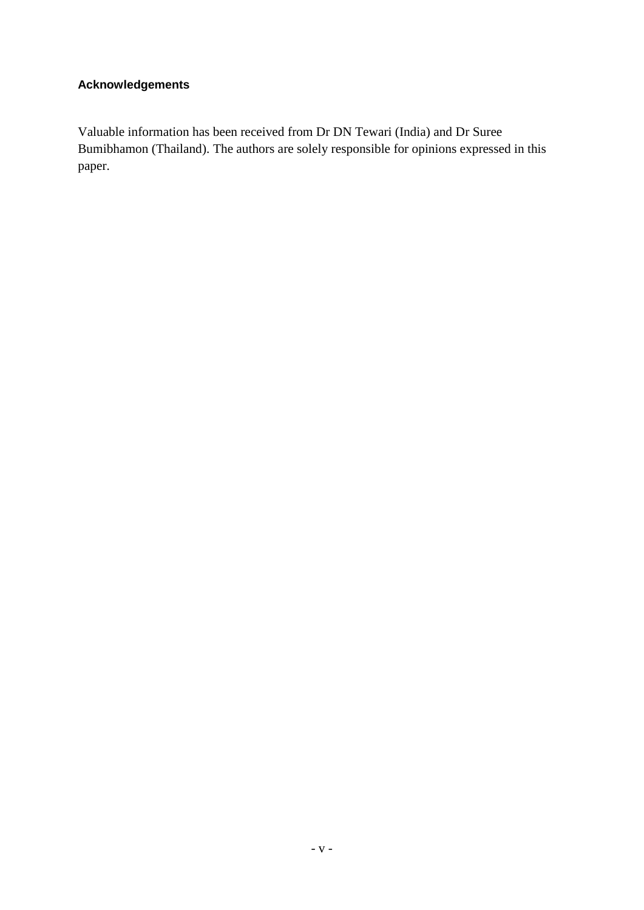## Acknowledgements

Valuable information has been received from Dr DN Tewari (India) and Dr Suree Bumibhamon (Thailand). The authors are solely responsible for opinions expressed in this paper.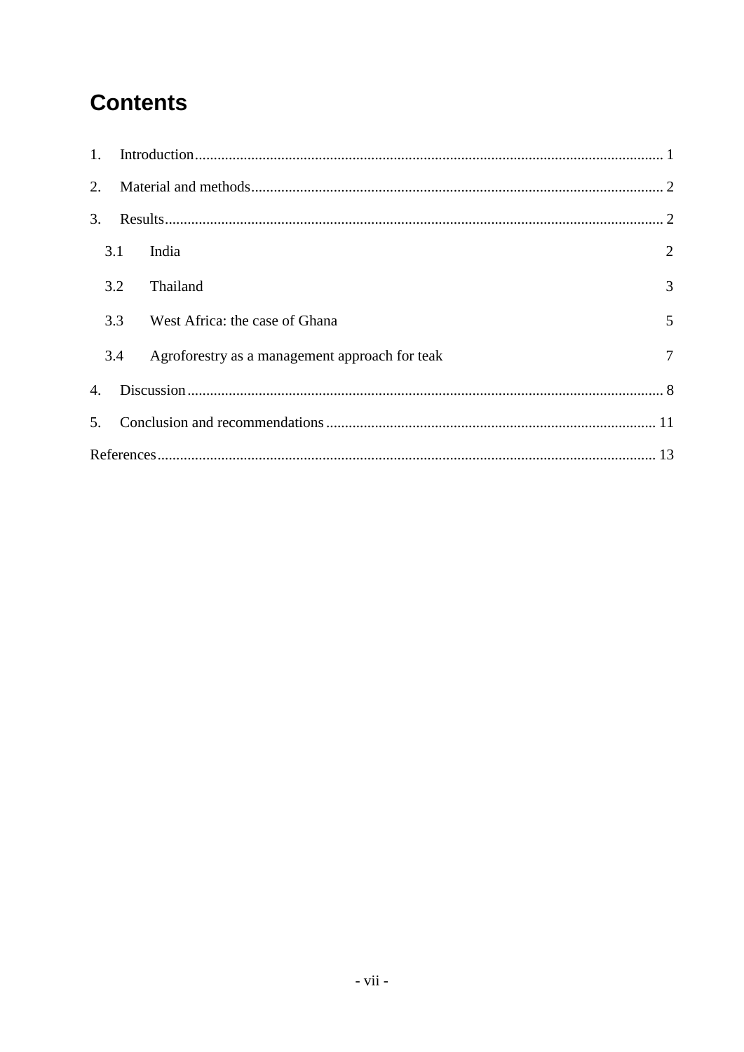# Contents

1. Introduction ........................................................................................................ 1
2. Material and methods ........................................................................................ 2
3. Results ................................................................................................................ 2
   - 3.1 India 2
   - 3.2 Thailand 3
   - 3.3 West Africa: the case of Ghana 5
   - 3.4 Agroforestry as a management approach for teak 7
4. Discussion ........................................................................................................... 8
5. Conclusion and recommendations ..................................................................... 11

References ............................................................................................................... 13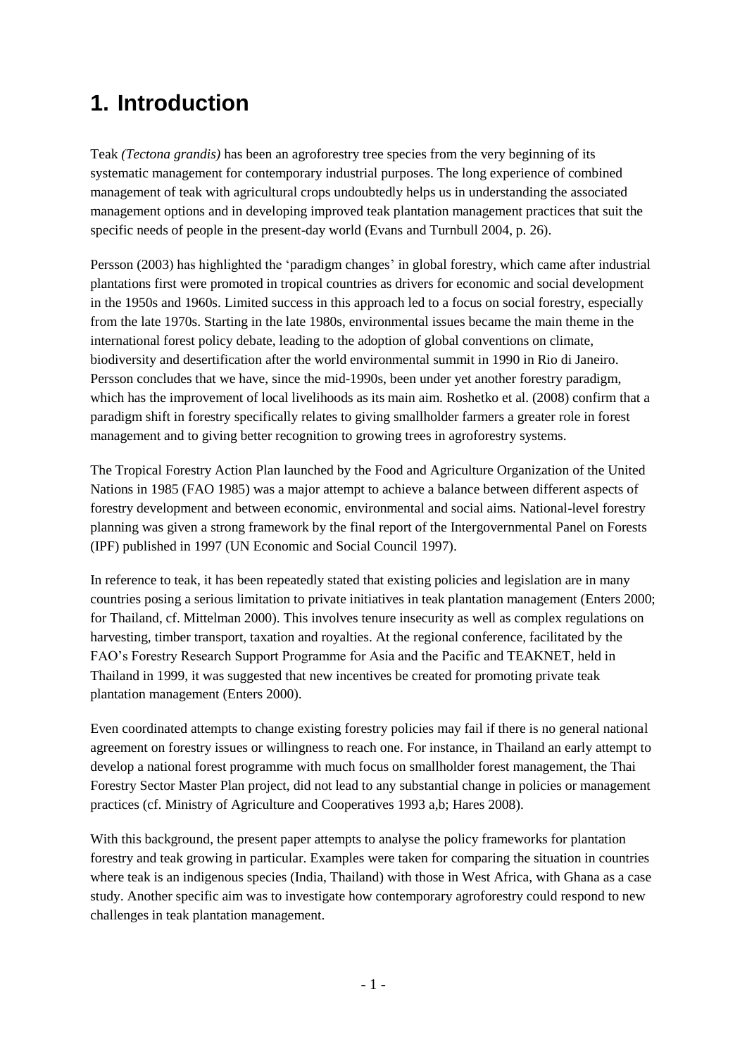# 1. Introduction

Teak *(Tectona grandis)* has been an agroforestry tree species from the very beginning of its systematic management for contemporary industrial purposes. The long experience of combined management of teak with agricultural crops undoubtedly helps us in understanding the associated management options and in developing improved teak plantation management practices that suit the specific needs of people in the present-day world (Evans and Turnbull 2004, p. 26).

Persson (2003) has highlighted the 'paradigm changes' in global forestry, which came after industrial plantations first were promoted in tropical countries as drivers for economic and social development in the 1950s and 1960s. Limited success in this approach led to a focus on social forestry, especially from the late 1970s. Starting in the late 1980s, environmental issues became the main theme in the international forest policy debate, leading to the adoption of global conventions on climate, biodiversity and desertification after the world environmental summit in 1990 in Rio di Janeiro. Persson concludes that we have, since the mid-1990s, been under yet another forestry paradigm, which has the improvement of local livelihoods as its main aim. Roshetko et al. (2008) confirm that a paradigm shift in forestry specifically relates to giving smallholder farmers a greater role in forest management and to giving better recognition to growing trees in agroforestry systems.

The Tropical Forestry Action Plan launched by the Food and Agriculture Organization of the United Nations in 1985 (FAO 1985) was a major attempt to achieve a balance between different aspects of forestry development and between economic, environmental and social aims. National-level forestry planning was given a strong framework by the final report of the Intergovernmental Panel on Forests (IPF) published in 1997 (UN Economic and Social Council 1997).

In reference to teak, it has been repeatedly stated that existing policies and legislation are in many countries posing a serious limitation to private initiatives in teak plantation management (Enters 2000; for Thailand, cf. Mittelman 2000). This involves tenure insecurity as well as complex regulations on harvesting, timber transport, taxation and royalties. At the regional conference, facilitated by the FAO's Forestry Research Support Programme for Asia and the Pacific and TEAKNET, held in Thailand in 1999, it was suggested that new incentives be created for promoting private teak plantation management (Enters 2000).

Even coordinated attempts to change existing forestry policies may fail if there is no general national agreement on forestry issues or willingness to reach one. For instance, in Thailand an early attempt to develop a national forest programme with much focus on smallholder forest management, the Thai Forestry Sector Master Plan project, did not lead to any substantial change in policies or management practices (cf. Ministry of Agriculture and Cooperatives 1993 a,b; Hares 2008).

With this background, the present paper attempts to analyse the policy frameworks for plantation forestry and teak growing in particular. Examples were taken for comparing the situation in countries where teak is an indigenous species (India, Thailand) with those in West Africa, with Ghana as a case study. Another specific aim was to investigate how contemporary agroforestry could respond to new challenges in teak plantation management.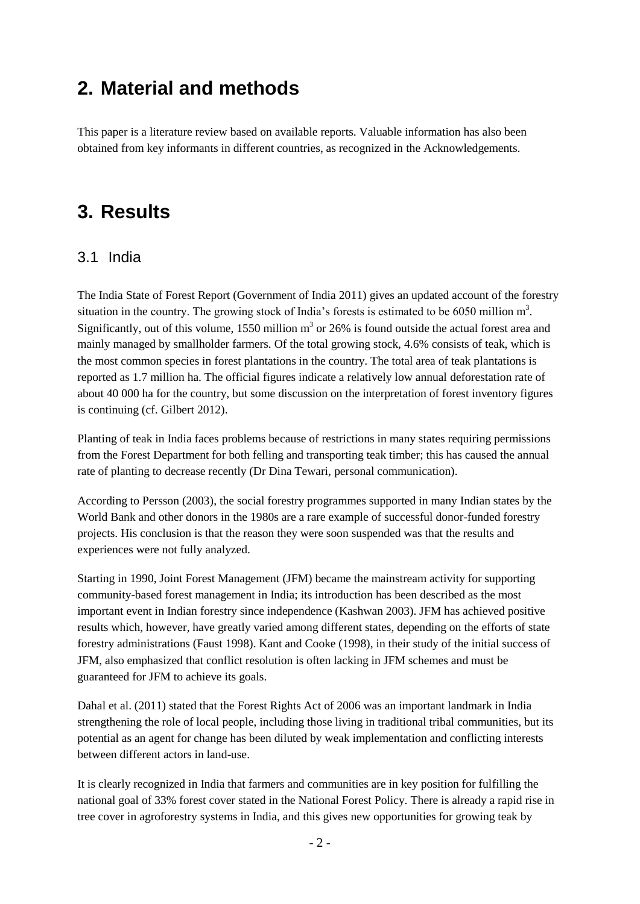# 2. Material and methods

This paper is a literature review based on available reports. Valuable information has also been obtained from key informants in different countries, as recognized in the Acknowledgements.

# 3. Results

## 3.1 India

The India State of Forest Report (Government of India 2011) gives an updated account of the forestry situation in the country. The growing stock of India's forests is estimated to be 6050 million $m^3$. Significantly, out of this volume, 1550 million $m^3$ or 26% is found outside the actual forest area and mainly managed by smallholder farmers. Of the total growing stock, 4.6% consists of teak, which is the most common species in forest plantations in the country. The total area of teak plantations is reported as 1.7 million ha. The official figures indicate a relatively low annual deforestation rate of about 40 000 ha for the country, but some discussion on the interpretation of forest inventory figures is continuing (cf. Gilbert 2012).

Planting of teak in India faces problems because of restrictions in many states requiring permissions from the Forest Department for both felling and transporting teak timber; this has caused the annual rate of planting to decrease recently (Dr Dina Tewari, personal communication).

According to Persson (2003), the social forestry programmes supported in many Indian states by the World Bank and other donors in the 1980s are a rare example of successful donor-funded forestry projects. His conclusion is that the reason they were soon suspended was that the results and experiences were not fully analyzed.

Starting in 1990, Joint Forest Management (JFM) became the mainstream activity for supporting community-based forest management in India; its introduction has been described as the most important event in Indian forestry since independence (Kashwan 2003). JFM has achieved positive results which, however, have greatly varied among different states, depending on the efforts of state forestry administrations (Faust 1998). Kant and Cooke (1998), in their study of the initial success of JFM, also emphasized that conflict resolution is often lacking in JFM schemes and must be guaranteed for JFM to achieve its goals.

Dahal et al. (2011) stated that the Forest Rights Act of 2006 was an important landmark in India strengthening the role of local people, including those living in traditional tribal communities, but its potential as an agent for change has been diluted by weak implementation and conflicting interests between different actors in land-use.

It is clearly recognized in India that farmers and communities are in key position for fulfilling the national goal of 33% forest cover stated in the National Forest Policy. There is already a rapid rise in tree cover in agroforestry systems in India, and this gives new opportunities for growing teak by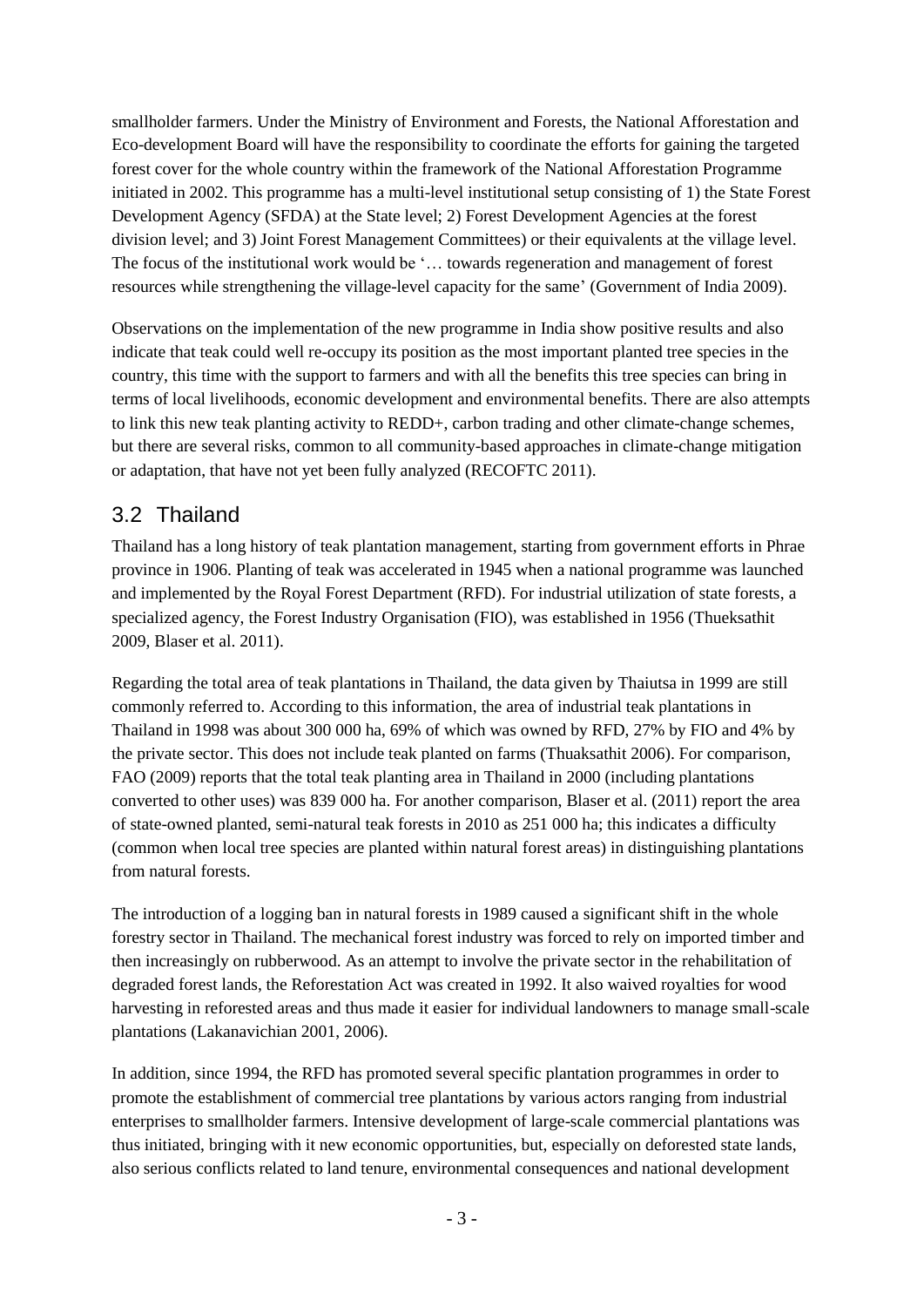smallholder farmers. Under the Ministry of Environment and Forests, the National Afforestation and Eco-development Board will have the responsibility to coordinate the efforts for gaining the targeted forest cover for the whole country within the framework of the National Afforestation Programme initiated in 2002. This programme has a multi-level institutional setup consisting of 1) the State Forest Development Agency (SFDA) at the State level; 2) Forest Development Agencies at the forest division level; and 3) Joint Forest Management Committees) or their equivalents at the village level. The focus of the institutional work would be '… towards regeneration and management of forest resources while strengthening the village-level capacity for the same' (Government of India 2009).

Observations on the implementation of the new programme in India show positive results and also indicate that teak could well re-occupy its position as the most important planted tree species in the country, this time with the support to farmers and with all the benefits this tree species can bring in terms of local livelihoods, economic development and environmental benefits. There are also attempts to link this new teak planting activity to REDD+, carbon trading and other climate-change schemes, but there are several risks, common to all community-based approaches in climate-change mitigation or adaptation, that have not yet been fully analyzed (RECOFTC 2011).

## 3.2 Thailand

Thailand has a long history of teak plantation management, starting from government efforts in Phrae province in 1906. Planting of teak was accelerated in 1945 when a national programme was launched and implemented by the Royal Forest Department (RFD). For industrial utilization of state forests, a specialized agency, the Forest Industry Organisation (FIO), was established in 1956 (Thueksathit 2009, Blaser et al. 2011).

Regarding the total area of teak plantations in Thailand, the data given by Thaiutsa in 1999 are still commonly referred to. According to this information, the area of industrial teak plantations in Thailand in 1998 was about 300 000 ha, 69% of which was owned by RFD, 27% by FIO and 4% by the private sector. This does not include teak planted on farms (Thuaksathit 2006). For comparison, FAO (2009) reports that the total teak planting area in Thailand in 2000 (including plantations converted to other uses) was 839 000 ha. For another comparison, Blaser et al. (2011) report the area of state-owned planted, semi-natural teak forests in 2010 as 251 000 ha; this indicates a difficulty (common when local tree species are planted within natural forest areas) in distinguishing plantations from natural forests.

The introduction of a logging ban in natural forests in 1989 caused a significant shift in the whole forestry sector in Thailand. The mechanical forest industry was forced to rely on imported timber and then increasingly on rubberwood. As an attempt to involve the private sector in the rehabilitation of degraded forest lands, the Reforestation Act was created in 1992. It also waived royalties for wood harvesting in reforested areas and thus made it easier for individual landowners to manage small-scale plantations (Lakanavichian 2001, 2006).

In addition, since 1994, the RFD has promoted several specific plantation programmes in order to promote the establishment of commercial tree plantations by various actors ranging from industrial enterprises to smallholder farmers. Intensive development of large-scale commercial plantations was thus initiated, bringing with it new economic opportunities, but, especially on deforested state lands, also serious conflicts related to land tenure, environmental consequences and national development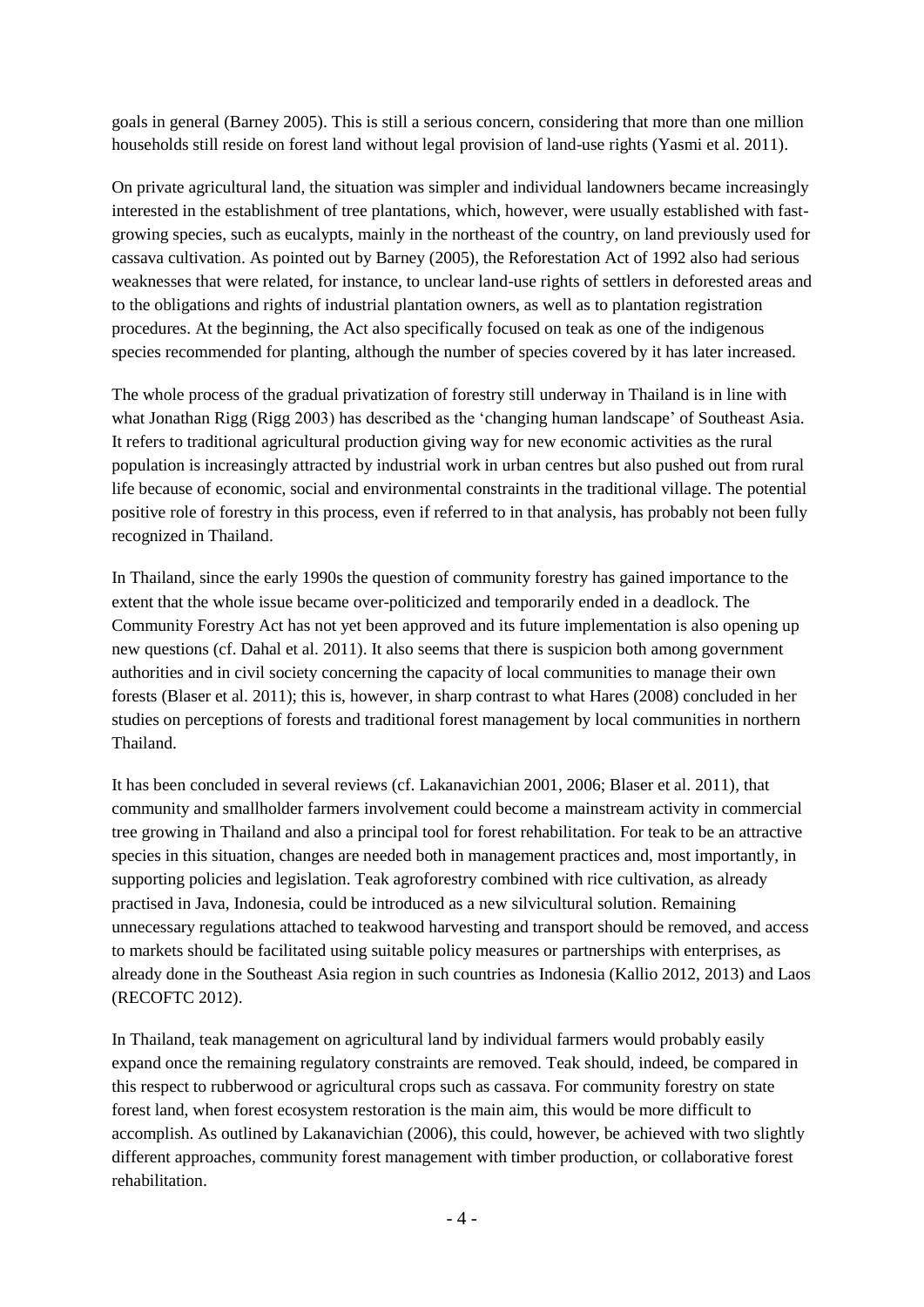goals in general (Barney 2005). This is still a serious concern, considering that more than one million households still reside on forest land without legal provision of land-use rights (Yasmi et al. 2011).

On private agricultural land, the situation was simpler and individual landowners became increasingly interested in the establishment of tree plantations, which, however, were usually established with fast-growing species, such as eucalypts, mainly in the northeast of the country, on land previously used for cassava cultivation. As pointed out by Barney (2005), the Reforestation Act of 1992 also had serious weaknesses that were related, for instance, to unclear land-use rights of settlers in deforested areas and to the obligations and rights of industrial plantation owners, as well as to plantation registration procedures. At the beginning, the Act also specifically focused on teak as one of the indigenous species recommended for planting, although the number of species covered by it has later increased.

The whole process of the gradual privatization of forestry still underway in Thailand is in line with what Jonathan Rigg (Rigg 2003) has described as the 'changing human landscape' of Southeast Asia. It refers to traditional agricultural production giving way for new economic activities as the rural population is increasingly attracted by industrial work in urban centres but also pushed out from rural life because of economic, social and environmental constraints in the traditional village. The potential positive role of forestry in this process, even if referred to in that analysis, has probably not been fully recognized in Thailand.

In Thailand, since the early 1990s the question of community forestry has gained importance to the extent that the whole issue became over-politicized and temporarily ended in a deadlock. The Community Forestry Act has not yet been approved and its future implementation is also opening up new questions (cf. Dahal et al. 2011). It also seems that there is suspicion both among government authorities and in civil society concerning the capacity of local communities to manage their own forests (Blaser et al. 2011); this is, however, in sharp contrast to what Hares (2008) concluded in her studies on perceptions of forests and traditional forest management by local communities in northern Thailand.

It has been concluded in several reviews (cf. Lakanavichian 2001, 2006; Blaser et al. 2011), that community and smallholder farmers involvement could become a mainstream activity in commercial tree growing in Thailand and also a principal tool for forest rehabilitation. For teak to be an attractive species in this situation, changes are needed both in management practices and, most importantly, in supporting policies and legislation. Teak agroforestry combined with rice cultivation, as already practised in Java, Indonesia, could be introduced as a new silvicultural solution. Remaining unnecessary regulations attached to teakwood harvesting and transport should be removed, and access to markets should be facilitated using suitable policy measures or partnerships with enterprises, as already done in the Southeast Asia region in such countries as Indonesia (Kallio 2012, 2013) and Laos (RECOFTC 2012).

In Thailand, teak management on agricultural land by individual farmers would probably easily expand once the remaining regulatory constraints are removed. Teak should, indeed, be compared in this respect to rubberwood or agricultural crops such as cassava. For community forestry on state forest land, when forest ecosystem restoration is the main aim, this would be more difficult to accomplish. As outlined by Lakanavichian (2006), this could, however, be achieved with two slightly different approaches, community forest management with timber production, or collaborative forest rehabilitation.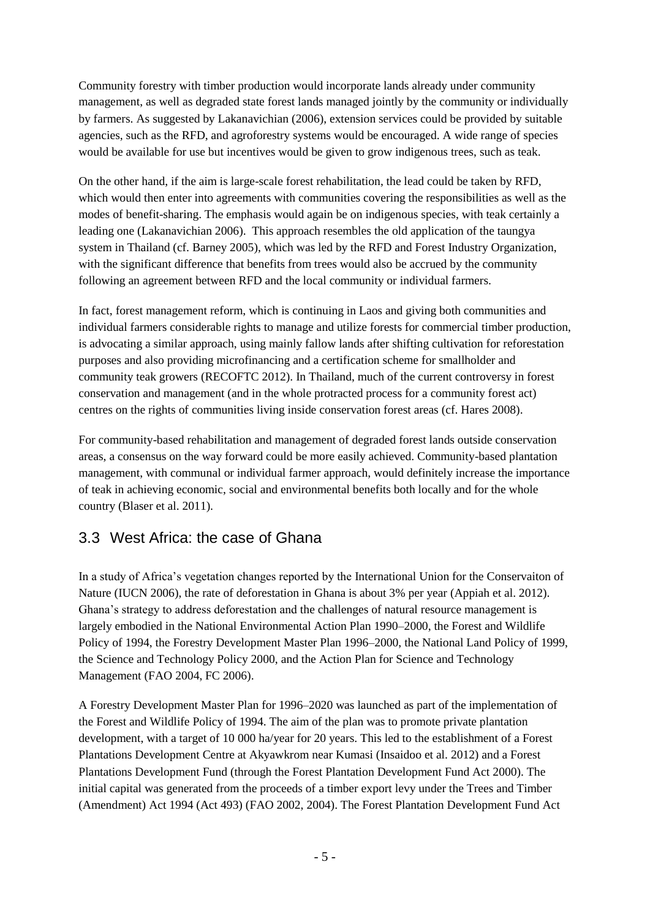Community forestry with timber production would incorporate lands already under community management, as well as degraded state forest lands managed jointly by the community or individually by farmers. As suggested by Lakanavichian (2006), extension services could be provided by suitable agencies, such as the RFD, and agroforestry systems would be encouraged. A wide range of species would be available for use but incentives would be given to grow indigenous trees, such as teak.

On the other hand, if the aim is large-scale forest rehabilitation, the lead could be taken by RFD, which would then enter into agreements with communities covering the responsibilities as well as the modes of benefit-sharing. The emphasis would again be on indigenous species, with teak certainly a leading one (Lakanavichian 2006). This approach resembles the old application of the taungya system in Thailand (cf. Barney 2005), which was led by the RFD and Forest Industry Organization, with the significant difference that benefits from trees would also be accrued by the community following an agreement between RFD and the local community or individual farmers.

In fact, forest management reform, which is continuing in Laos and giving both communities and individual farmers considerable rights to manage and utilize forests for commercial timber production, is advocating a similar approach, using mainly fallow lands after shifting cultivation for reforestation purposes and also providing microfinancing and a certification scheme for smallholder and community teak growers (RECOFTC 2012). In Thailand, much of the current controversy in forest conservation and management (and in the whole protracted process for a community forest act) centres on the rights of communities living inside conservation forest areas (cf. Hares 2008).

For community-based rehabilitation and management of degraded forest lands outside conservation areas, a consensus on the way forward could be more easily achieved. Community-based plantation management, with communal or individual farmer approach, would definitely increase the importance of teak in achieving economic, social and environmental benefits both locally and for the whole country (Blaser et al. 2011).

## 3.3 West Africa: the case of Ghana

In a study of Africa's vegetation changes reported by the International Union for the Conservaiton of Nature (IUCN 2006), the rate of deforestation in Ghana is about 3% per year (Appiah et al. 2012). Ghana's strategy to address deforestation and the challenges of natural resource management is largely embodied in the National Environmental Action Plan 1990–2000, the Forest and Wildlife Policy of 1994, the Forestry Development Master Plan 1996–2000, the National Land Policy of 1999, the Science and Technology Policy 2000, and the Action Plan for Science and Technology Management (FAO 2004, FC 2006).

A Forestry Development Master Plan for 1996–2020 was launched as part of the implementation of the Forest and Wildlife Policy of 1994. The aim of the plan was to promote private plantation development, with a target of 10 000 ha/year for 20 years. This led to the establishment of a Forest Plantations Development Centre at Akyawkrom near Kumasi (Insaidoo et al. 2012) and a Forest Plantations Development Fund (through the Forest Plantation Development Fund Act 2000). The initial capital was generated from the proceeds of a timber export levy under the Trees and Timber (Amendment) Act 1994 (Act 493) (FAO 2002, 2004). The Forest Plantation Development Fund Act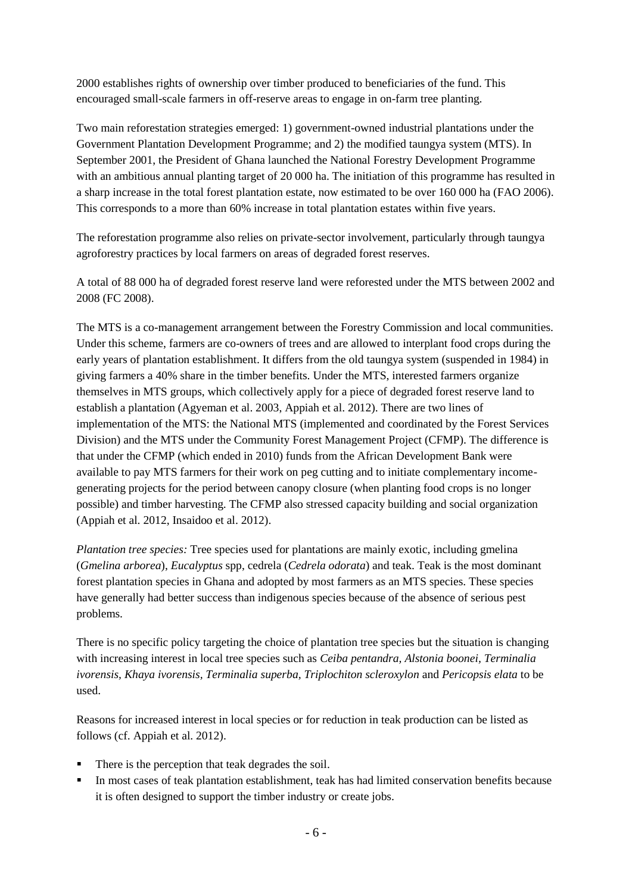2000 establishes rights of ownership over timber produced to beneficiaries of the fund. This encouraged small-scale farmers in off-reserve areas to engage in on-farm tree planting.

Two main reforestation strategies emerged: 1) government-owned industrial plantations under the Government Plantation Development Programme; and 2) the modified taungya system (MTS). In September 2001, the President of Ghana launched the National Forestry Development Programme with an ambitious annual planting target of 20 000 ha. The initiation of this programme has resulted in a sharp increase in the total forest plantation estate, now estimated to be over 160 000 ha (FAO 2006). This corresponds to a more than 60% increase in total plantation estates within five years.

The reforestation programme also relies on private-sector involvement, particularly through taungya agroforestry practices by local farmers on areas of degraded forest reserves.

A total of 88 000 ha of degraded forest reserve land were reforested under the MTS between 2002 and 2008 (FC 2008).

The MTS is a co-management arrangement between the Forestry Commission and local communities. Under this scheme, farmers are co-owners of trees and are allowed to interplant food crops during the early years of plantation establishment. It differs from the old taungya system (suspended in 1984) in giving farmers a 40% share in the timber benefits. Under the MTS, interested farmers organize themselves in MTS groups, which collectively apply for a piece of degraded forest reserve land to establish a plantation (Agyeman et al. 2003, Appiah et al. 2012). There are two lines of implementation of the MTS: the National MTS (implemented and coordinated by the Forest Services Division) and the MTS under the Community Forest Management Project (CFMP). The difference is that under the CFMP (which ended in 2010) funds from the African Development Bank were available to pay MTS farmers for their work on peg cutting and to initiate complementary income-generating projects for the period between canopy closure (when planting food crops is no longer possible) and timber harvesting. The CFMP also stressed capacity building and social organization (Appiah et al. 2012, Insaidoo et al. 2012).

*Plantation tree species:* Tree species used for plantations are mainly exotic, including gmelina (*Gmelina arborea*), *Eucalyptus* spp, cedrela (*Cedrela odorata*) and teak. Teak is the most dominant forest plantation species in Ghana and adopted by most farmers as an MTS species. These species have generally had better success than indigenous species because of the absence of serious pest problems.

There is no specific policy targeting the choice of plantation tree species but the situation is changing with increasing interest in local tree species such as *Ceiba pentandra, Alstonia boonei, Terminalia ivorensis, Khaya ivorensis, Terminalia superba, Triplochiton scleroxylon* and *Pericopsis elata* to be used.

Reasons for increased interest in local species or for reduction in teak production can be listed as follows (cf. Appiah et al. 2012).

- There is the perception that teak degrades the soil.
- In most cases of teak plantation establishment, teak has had limited conservation benefits because it is often designed to support the timber industry or create jobs.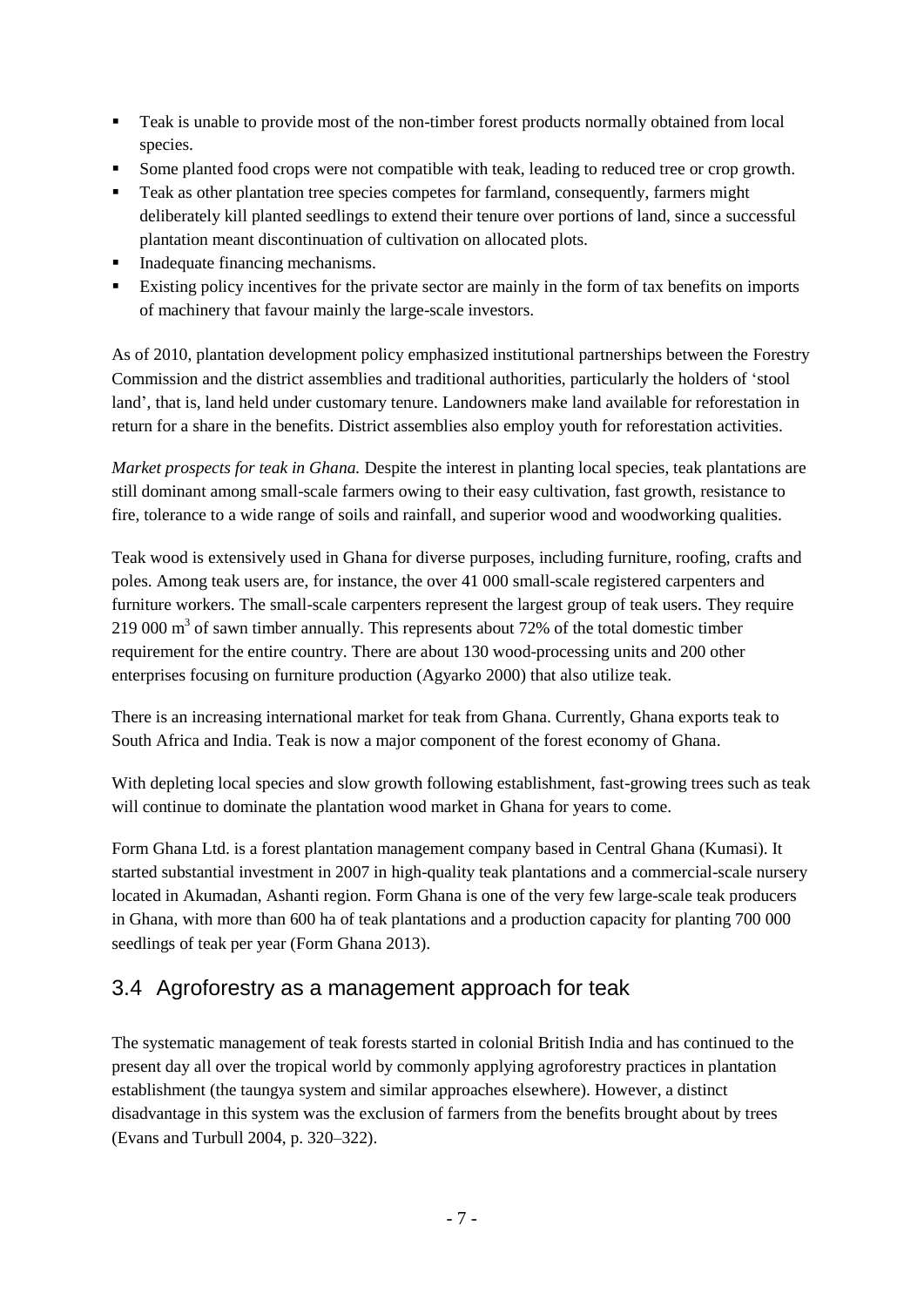- Teak is unable to provide most of the non-timber forest products normally obtained from local species.
- Some planted food crops were not compatible with teak, leading to reduced tree or crop growth.
- Teak as other plantation tree species competes for farmland, consequently, farmers might deliberately kill planted seedlings to extend their tenure over portions of land, since a successful plantation meant discontinuation of cultivation on allocated plots.
- Inadequate financing mechanisms.
- Existing policy incentives for the private sector are mainly in the form of tax benefits on imports of machinery that favour mainly the large-scale investors.

As of 2010, plantation development policy emphasized institutional partnerships between the Forestry Commission and the district assemblies and traditional authorities, particularly the holders of 'stool land', that is, land held under customary tenure. Landowners make land available for reforestation in return for a share in the benefits. District assemblies also employ youth for reforestation activities.

*Market prospects for teak in Ghana.* Despite the interest in planting local species, teak plantations are still dominant among small-scale farmers owing to their easy cultivation, fast growth, resistance to fire, tolerance to a wide range of soils and rainfall, and superior wood and woodworking qualities.

Teak wood is extensively used in Ghana for diverse purposes, including furniture, roofing, crafts and poles. Among teak users are, for instance, the over 41 000 small-scale registered carpenters and furniture workers. The small-scale carpenters represent the largest group of teak users. They require 219 000 $m^3$ of sawn timber annually. This represents about 72% of the total domestic timber requirement for the entire country. There are about 130 wood-processing units and 200 other enterprises focusing on furniture production (Agyarko 2000) that also utilize teak.

There is an increasing international market for teak from Ghana. Currently, Ghana exports teak to South Africa and India. Teak is now a major component of the forest economy of Ghana.

With depleting local species and slow growth following establishment, fast-growing trees such as teak will continue to dominate the plantation wood market in Ghana for years to come.

Form Ghana Ltd. is a forest plantation management company based in Central Ghana (Kumasi). It started substantial investment in 2007 in high-quality teak plantations and a commercial-scale nursery located in Akumadan, Ashanti region. Form Ghana is one of the very few large-scale teak producers in Ghana, with more than 600 ha of teak plantations and a production capacity for planting 700 000 seedlings of teak per year (Form Ghana 2013).

## 3.4 Agroforestry as a management approach for teak

The systematic management of teak forests started in colonial British India and has continued to the present day all over the tropical world by commonly applying agroforestry practices in plantation establishment (the taungya system and similar approaches elsewhere). However, a distinct disadvantage in this system was the exclusion of farmers from the benefits brought about by trees (Evans and Turbull 2004, p. 320–322).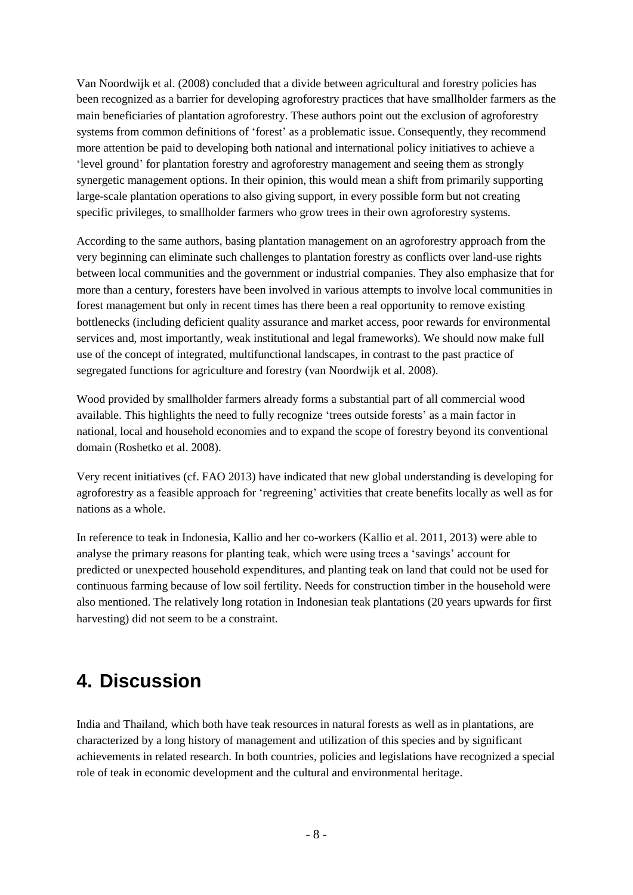Van Noordwijk et al. (2008) concluded that a divide between agricultural and forestry policies has been recognized as a barrier for developing agroforestry practices that have smallholder farmers as the main beneficiaries of plantation agroforestry. These authors point out the exclusion of agroforestry systems from common definitions of 'forest' as a problematic issue. Consequently, they recommend more attention be paid to developing both national and international policy initiatives to achieve a 'level ground' for plantation forestry and agroforestry management and seeing them as strongly synergetic management options. In their opinion, this would mean a shift from primarily supporting large-scale plantation operations to also giving support, in every possible form but not creating specific privileges, to smallholder farmers who grow trees in their own agroforestry systems.

According to the same authors, basing plantation management on an agroforestry approach from the very beginning can eliminate such challenges to plantation forestry as conflicts over land-use rights between local communities and the government or industrial companies. They also emphasize that for more than a century, foresters have been involved in various attempts to involve local communities in forest management but only in recent times has there been a real opportunity to remove existing bottlenecks (including deficient quality assurance and market access, poor rewards for environmental services and, most importantly, weak institutional and legal frameworks). We should now make full use of the concept of integrated, multifunctional landscapes, in contrast to the past practice of segregated functions for agriculture and forestry (van Noordwijk et al. 2008).

Wood provided by smallholder farmers already forms a substantial part of all commercial wood available. This highlights the need to fully recognize 'trees outside forests' as a main factor in national, local and household economies and to expand the scope of forestry beyond its conventional domain (Roshetko et al. 2008).

Very recent initiatives (cf. FAO 2013) have indicated that new global understanding is developing for agroforestry as a feasible approach for 'regreening' activities that create benefits locally as well as for nations as a whole.

In reference to teak in Indonesia, Kallio and her co-workers (Kallio et al. 2011, 2013) were able to analyse the primary reasons for planting teak, which were using trees a 'savings' account for predicted or unexpected household expenditures, and planting teak on land that could not be used for continuous farming because of low soil fertility. Needs for construction timber in the household were also mentioned. The relatively long rotation in Indonesian teak plantations (20 years upwards for first harvesting) did not seem to be a constraint.

# 4. Discussion

India and Thailand, which both have teak resources in natural forests as well as in plantations, are characterized by a long history of management and utilization of this species and by significant achievements in related research. In both countries, policies and legislations have recognized a special role of teak in economic development and the cultural and environmental heritage.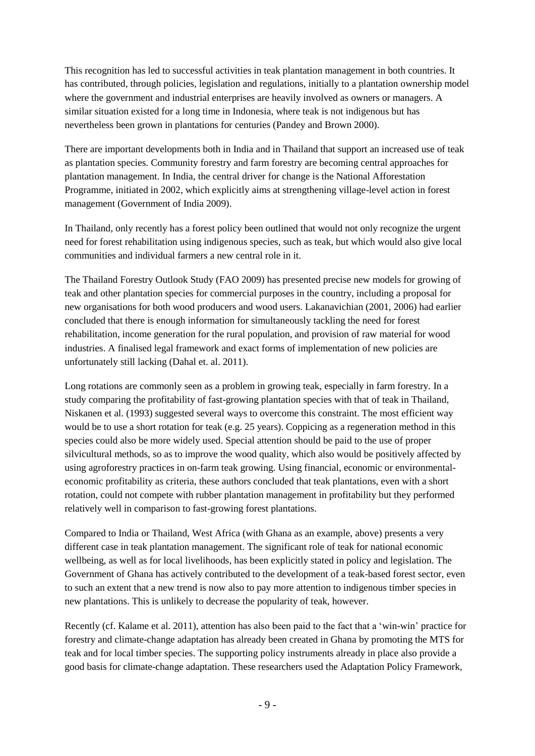This recognition has led to successful activities in teak plantation management in both countries. It has contributed, through policies, legislation and regulations, initially to a plantation ownership model where the government and industrial enterprises are heavily involved as owners or managers. A similar situation existed for a long time in Indonesia, where teak is not indigenous but has nevertheless been grown in plantations for centuries (Pandey and Brown 2000).

There are important developments both in India and in Thailand that support an increased use of teak as plantation species. Community forestry and farm forestry are becoming central approaches for plantation management. In India, the central driver for change is the National Afforestation Programme, initiated in 2002, which explicitly aims at strengthening village-level action in forest management (Government of India 2009).

In Thailand, only recently has a forest policy been outlined that would not only recognize the urgent need for forest rehabilitation using indigenous species, such as teak, but which would also give local communities and individual farmers a new central role in it.

The Thailand Forestry Outlook Study (FAO 2009) has presented precise new models for growing of teak and other plantation species for commercial purposes in the country, including a proposal for new organisations for both wood producers and wood users. Lakanavichian (2001, 2006) had earlier concluded that there is enough information for simultaneously tackling the need for forest rehabilitation, income generation for the rural population, and provision of raw material for wood industries. A finalised legal framework and exact forms of implementation of new policies are unfortunately still lacking (Dahal et. al. 2011).

Long rotations are commonly seen as a problem in growing teak, especially in farm forestry. In a study comparing the profitability of fast-growing plantation species with that of teak in Thailand, Niskanen et al. (1993) suggested several ways to overcome this constraint. The most efficient way would be to use a short rotation for teak (e.g. 25 years). Coppicing as a regeneration method in this species could also be more widely used. Special attention should be paid to the use of proper silvicultural methods, so as to improve the wood quality, which also would be positively affected by using agroforestry practices in on-farm teak growing. Using financial, economic or environmental-economic profitability as criteria, these authors concluded that teak plantations, even with a short rotation, could not compete with rubber plantation management in profitability but they performed relatively well in comparison to fast-growing forest plantations.

Compared to India or Thailand, West Africa (with Ghana as an example, above) presents a very different case in teak plantation management. The significant role of teak for national economic wellbeing, as well as for local livelihoods, has been explicitly stated in policy and legislation. The Government of Ghana has actively contributed to the development of a teak-based forest sector, even to such an extent that a new trend is now also to pay more attention to indigenous timber species in new plantations. This is unlikely to decrease the popularity of teak, however.

Recently (cf. Kalame et al. 2011), attention has also been paid to the fact that a 'win-win' practice for forestry and climate-change adaptation has already been created in Ghana by promoting the MTS for teak and for local timber species. The supporting policy instruments already in place also provide a good basis for climate-change adaptation. These researchers used the Adaptation Policy Framework,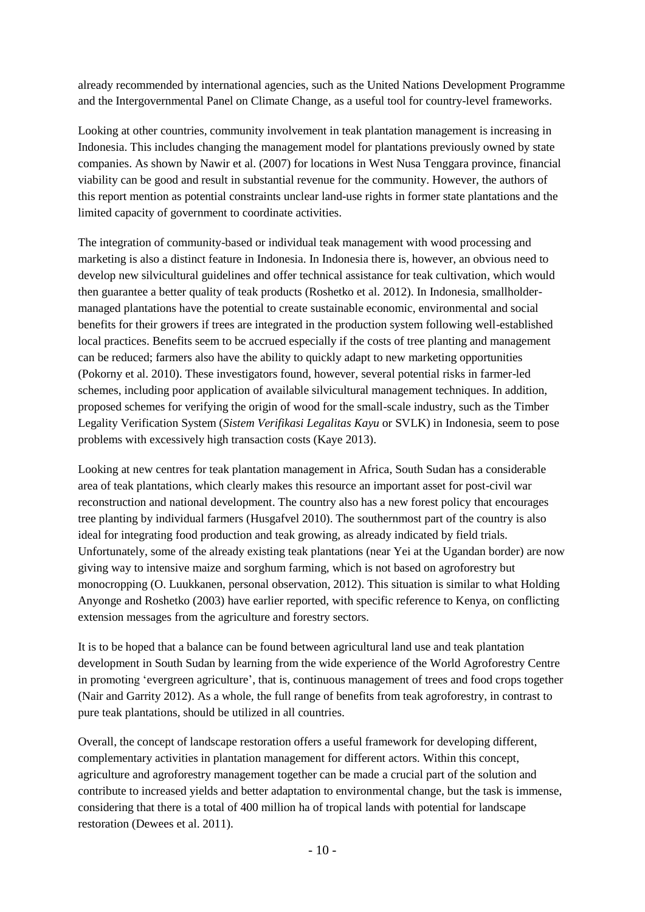already recommended by international agencies, such as the United Nations Development Programme and the Intergovernmental Panel on Climate Change, as a useful tool for country-level frameworks.

Looking at other countries, community involvement in teak plantation management is increasing in Indonesia. This includes changing the management model for plantations previously owned by state companies. As shown by Nawir et al. (2007) for locations in West Nusa Tenggara province, financial viability can be good and result in substantial revenue for the community. However, the authors of this report mention as potential constraints unclear land-use rights in former state plantations and the limited capacity of government to coordinate activities.

The integration of community-based or individual teak management with wood processing and marketing is also a distinct feature in Indonesia. In Indonesia there is, however, an obvious need to develop new silvicultural guidelines and offer technical assistance for teak cultivation, which would then guarantee a better quality of teak products (Roshetko et al. 2012). In Indonesia, smallholder-managed plantations have the potential to create sustainable economic, environmental and social benefits for their growers if trees are integrated in the production system following well-established local practices. Benefits seem to be accrued especially if the costs of tree planting and management can be reduced; farmers also have the ability to quickly adapt to new marketing opportunities (Pokorny et al. 2010). These investigators found, however, several potential risks in farmer-led schemes, including poor application of available silvicultural management techniques. In addition, proposed schemes for verifying the origin of wood for the small-scale industry, such as the Timber Legality Verification System (*Sistem Verifikasi Legalitas Kayu* or SVLK) in Indonesia, seem to pose problems with excessively high transaction costs (Kaye 2013).

Looking at new centres for teak plantation management in Africa, South Sudan has a considerable area of teak plantations, which clearly makes this resource an important asset for post-civil war reconstruction and national development. The country also has a new forest policy that encourages tree planting by individual farmers (Husgafvel 2010). The southernmost part of the country is also ideal for integrating food production and teak growing, as already indicated by field trials. Unfortunately, some of the already existing teak plantations (near Yei at the Ugandan border) are now giving way to intensive maize and sorghum farming, which is not based on agroforestry but monocropping (O. Luukkanen, personal observation, 2012). This situation is similar to what Holding Anyonge and Roshetko (2003) have earlier reported, with specific reference to Kenya, on conflicting extension messages from the agriculture and forestry sectors.

It is to be hoped that a balance can be found between agricultural land use and teak plantation development in South Sudan by learning from the wide experience of the World Agroforestry Centre in promoting 'evergreen agriculture', that is, continuous management of trees and food crops together (Nair and Garrity 2012). As a whole, the full range of benefits from teak agroforestry, in contrast to pure teak plantations, should be utilized in all countries.

Overall, the concept of landscape restoration offers a useful framework for developing different, complementary activities in plantation management for different actors. Within this concept, agriculture and agroforestry management together can be made a crucial part of the solution and contribute to increased yields and better adaptation to environmental change, but the task is immense, considering that there is a total of 400 million ha of tropical lands with potential for landscape restoration (Dewees et al. 2011).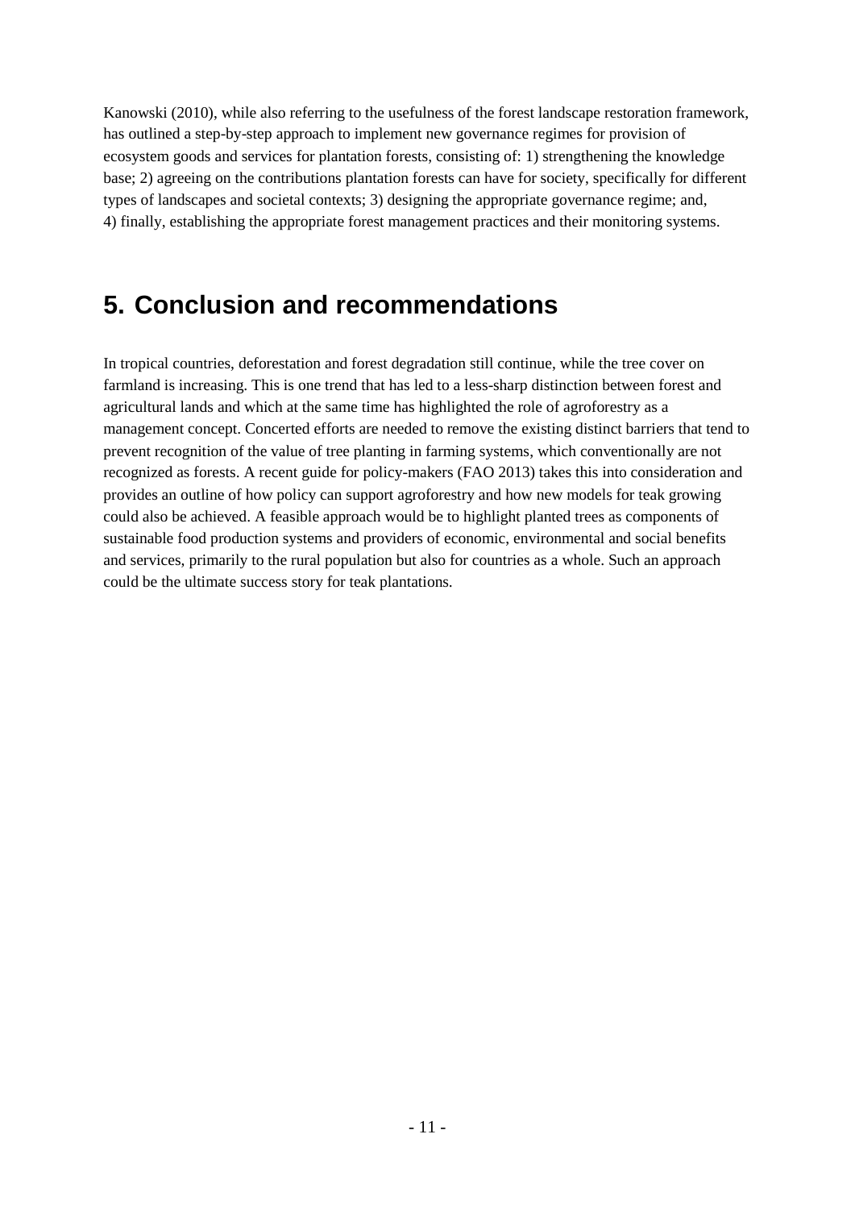Kanowski (2010), while also referring to the usefulness of the forest landscape restoration framework, has outlined a step-by-step approach to implement new governance regimes for provision of ecosystem goods and services for plantation forests, consisting of: 1) strengthening the knowledge base; 2) agreeing on the contributions plantation forests can have for society, specifically for different types of landscapes and societal contexts; 3) designing the appropriate governance regime; and, 4) finally, establishing the appropriate forest management practices and their monitoring systems.

# 5. Conclusion and recommendations

In tropical countries, deforestation and forest degradation still continue, while the tree cover on farmland is increasing. This is one trend that has led to a less-sharp distinction between forest and agricultural lands and which at the same time has highlighted the role of agroforestry as a management concept. Concerted efforts are needed to remove the existing distinct barriers that tend to prevent recognition of the value of tree planting in farming systems, which conventionally are not recognized as forests. A recent guide for policy-makers (FAO 2013) takes this into consideration and provides an outline of how policy can support agroforestry and how new models for teak growing could also be achieved. A feasible approach would be to highlight planted trees as components of sustainable food production systems and providers of economic, environmental and social benefits and services, primarily to the rural population but also for countries as a whole. Such an approach could be the ultimate success story for teak plantations.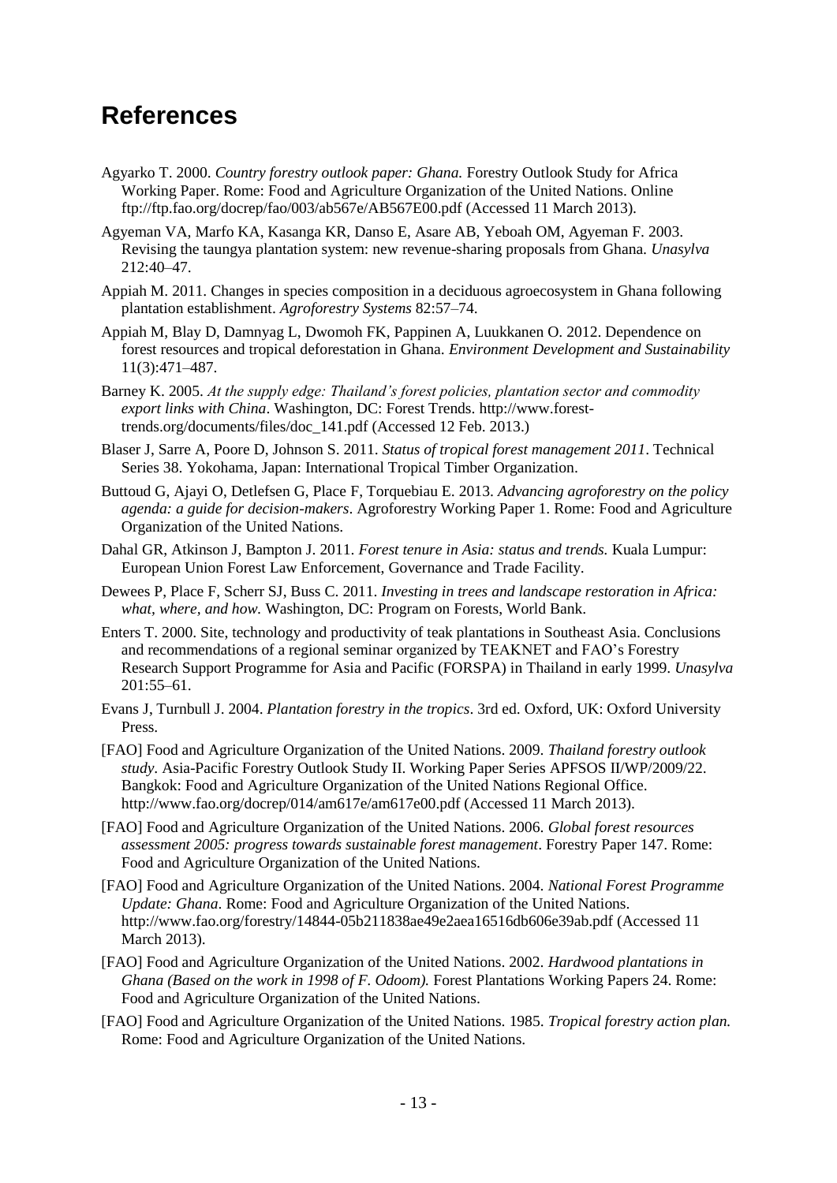# References

Agyarko T. 2000. *Country forestry outlook paper: Ghana.* Forestry Outlook Study for Africa Working Paper. Rome: Food and Agriculture Organization of the United Nations. Online ftp://ftp.fao.org/docrep/fao/003/ab567e/AB567E00.pdf (Accessed 11 March 2013).

Agyeman VA, Marfo KA, Kasanga KR, Danso E, Asare AB, Yeboah OM, Agyeman F. 2003. Revising the taungya plantation system: new revenue-sharing proposals from Ghana. *Unasylva* 212:40–47.

Appiah M. 2011. Changes in species composition in a deciduous agroecosystem in Ghana following plantation establishment. *Agroforestry Systems* 82:57–74.

Appiah M, Blay D, Damnyag L, Dwomoh FK, Pappinen A, Luukkanen O. 2012. Dependence on forest resources and tropical deforestation in Ghana. *Environment Development and Sustainability* 11(3):471–487.

Barney K. 2005. *At the supply edge: Thailand's forest policies, plantation sector and commodity export links with China*. Washington, DC: Forest Trends. http://www.forest-trends.org/documents/files/doc_141.pdf (Accessed 12 Feb. 2013.)

Blaser J, Sarre A, Poore D, Johnson S. 2011. *Status of tropical forest management 2011*. Technical Series 38. Yokohama, Japan: International Tropical Timber Organization.

Buttoud G, Ajayi O, Detlefsen G, Place F, Torquebiau E. 2013. *Advancing agroforestry on the policy agenda: a guide for decision-makers*. Agroforestry Working Paper 1. Rome: Food and Agriculture Organization of the United Nations.

Dahal GR, Atkinson J, Bampton J. 2011. *Forest tenure in Asia: status and trends.* Kuala Lumpur: European Union Forest Law Enforcement, Governance and Trade Facility.

Dewees P, Place F, Scherr SJ, Buss C. 2011. *Investing in trees and landscape restoration in Africa: what, where, and how.* Washington, DC: Program on Forests, World Bank.

Enters T. 2000. Site, technology and productivity of teak plantations in Southeast Asia. Conclusions and recommendations of a regional seminar organized by TEAKNET and FAO's Forestry Research Support Programme for Asia and Pacific (FORSPA) in Thailand in early 1999. *Unasylva* 201:55–61.

Evans J, Turnbull J. 2004. *Plantation forestry in the tropics*. 3rd ed. Oxford, UK: Oxford University Press.

[FAO] Food and Agriculture Organization of the United Nations. 2009. *Thailand forestry outlook study*. Asia-Pacific Forestry Outlook Study II. Working Paper Series APFSOS II/WP/2009/22. Bangkok: Food and Agriculture Organization of the United Nations Regional Office. http://www.fao.org/docrep/014/am617e/am617e00.pdf (Accessed 11 March 2013).

[FAO] Food and Agriculture Organization of the United Nations. 2006. *Global forest resources assessment 2005: progress towards sustainable forest management*. Forestry Paper 147. Rome: Food and Agriculture Organization of the United Nations.

[FAO] Food and Agriculture Organization of the United Nations. 2004. *National Forest Programme Update: Ghana*. Rome: Food and Agriculture Organization of the United Nations. http://www.fao.org/forestry/14844-05b211838ae49e2aea16516db606e39ab.pdf (Accessed 11 March 2013).

[FAO] Food and Agriculture Organization of the United Nations. 2002. *Hardwood plantations in Ghana (Based on the work in 1998 of F. Odoom).* Forest Plantations Working Papers 24. Rome: Food and Agriculture Organization of the United Nations.

[FAO] Food and Agriculture Organization of the United Nations. 1985. *Tropical forestry action plan.* Rome: Food and Agriculture Organization of the United Nations.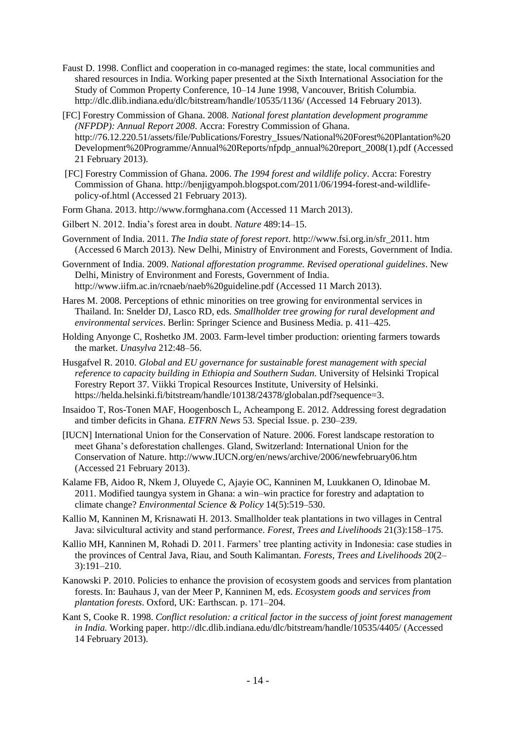Faust D. 1998. Conflict and cooperation in co-managed regimes: the state, local communities and shared resources in India. Working paper presented at the Sixth International Association for the Study of Common Property Conference, 10–14 June 1998, Vancouver, British Columbia. http://dlc.dlib.indiana.edu/dlc/bitstream/handle/10535/1136/ (Accessed 14 February 2013).

[FC] Forestry Commission of Ghana. 2008. *National forest plantation development programme (NFPDP): Annual Report 2008*. Accra: Forestry Commission of Ghana. http://76.12.220.51/assets/file/Publications/Forestry_Issues/National%20Forest%20Plantation%20Development%20Programme/Annual%20Reports/nfpdp_annual%20report_2008(1).pdf (Accessed 21 February 2013).

[FC] Forestry Commission of Ghana. 2006. *The 1994 forest and wildlife policy*. Accra: Forestry Commission of Ghana. http://benjigyampoh.blogspot.com/2011/06/1994-forest-and-wildlife-policy-of.html (Accessed 21 February 2013).

Form Ghana. 2013. http://www.formghana.com (Accessed 11 March 2013).

Gilbert N. 2012. India's forest area in doubt. *Nature* 489:14–15.

Government of India. 2011. *The India state of forest report*. http://www.fsi.org.in/sfr_2011. htm (Accessed 6 March 2013). New Delhi, Ministry of Environment and Forests, Government of India.

Government of India. 2009. *National afforestation programme. Revised operational guidelines*. New Delhi, Ministry of Environment and Forests, Government of India. http://www.iifm.ac.in/rcnaeb/naeb%20guideline.pdf (Accessed 11 March 2013).

Hares M. 2008. Perceptions of ethnic minorities on tree growing for environmental services in Thailand. In: Snelder DJ, Lasco RD, eds. *Smallholder tree growing for rural development and environmental services*. Berlin: Springer Science and Business Media. p. 411–425.

Holding Anyonge C, Roshetko JM. 2003. Farm-level timber production: orienting farmers towards the market. *Unasylva* 212:48–56.

Husgafvel R. 2010. *Global and EU governance for sustainable forest management with special reference to capacity building in Ethiopia and Southern Sudan*. University of Helsinki Tropical Forestry Report 37. Viikki Tropical Resources Institute, University of Helsinki. https://helda.helsinki.fi/bitstream/handle/10138/24378/globalan.pdf?sequence=3.

Insaidoo T, Ros-Tonen MAF, Hoogenbosch L, Acheampong E. 2012. Addressing forest degradation and timber deficits in Ghana. *ETFRN News* 53. Special Issue. p. 230–239.

[IUCN] International Union for the Conservation of Nature. 2006. Forest landscape restoration to meet Ghana's deforestation challenges. Gland, Switzerland: International Union for the Conservation of Nature. http://www.IUCN.org/en/news/archive/2006/newfebruary06.htm (Accessed 21 February 2013).

Kalame FB, Aidoo R, Nkem J, Oluyede C, Ajayie OC, Kanninen M, Luukkanen O, Idinobae M. 2011. Modified taungya system in Ghana: a win–win practice for forestry and adaptation to climate change? *Environmental Science & Policy* 14(5):519–530.

Kallio M, Kanninen M, Krisnawati H. 2013. Smallholder teak plantations in two villages in Central Java: silvicultural activity and stand performance. *Forest, Trees and Livelihoods* 21(3):158–175.

Kallio MH, Kanninen M, Rohadi D. 2011. Farmers' tree planting activity in Indonesia: case studies in the provinces of Central Java, Riau, and South Kalimantan. *Forests, Trees and Livelihoods* 20(2–3):191–210.

Kanowski P. 2010. Policies to enhance the provision of ecosystem goods and services from plantation forests. In: Bauhaus J, van der Meer P, Kanninen M, eds. *Ecosystem goods and services from plantation forests*. Oxford, UK: Earthscan. p. 171–204.

Kant S, Cooke R. 1998. *Conflict resolution: a critical factor in the success of joint forest management in India.* Working paper. http://dlc.dlib.indiana.edu/dlc/bitstream/handle/10535/4405/ (Accessed 14 February 2013).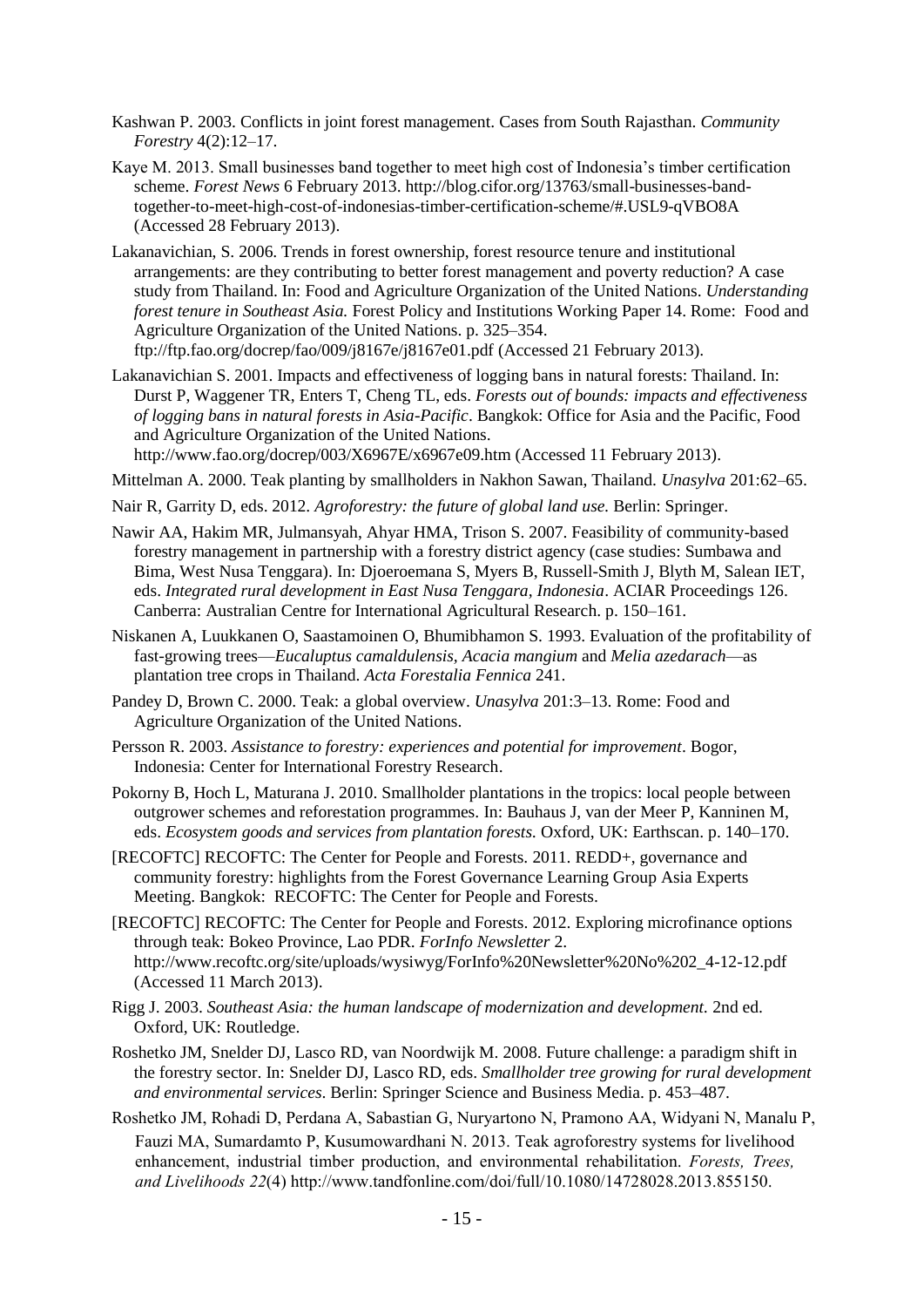Kashwan P. 2003. Conflicts in joint forest management. Cases from South Rajasthan. *Community Forestry* 4(2):12–17.

Kaye M. 2013. Small businesses band together to meet high cost of Indonesia's timber certification scheme. *Forest News* 6 February 2013. http://blog.cifor.org/13763/small-businesses-band-together-to-meet-high-cost-of-indonesias-timber-certification-scheme/#.USL9-qVBO8A (Accessed 28 February 2013).

Lakanavichian, S. 2006. Trends in forest ownership, forest resource tenure and institutional arrangements: are they contributing to better forest management and poverty reduction? A case study from Thailand. In: Food and Agriculture Organization of the United Nations. *Understanding forest tenure in Southeast Asia.* Forest Policy and Institutions Working Paper 14. Rome: Food and Agriculture Organization of the United Nations. p. 325–354. ftp://ftp.fao.org/docrep/fao/009/j8167e/j8167e01.pdf (Accessed 21 February 2013).

Lakanavichian S. 2001. Impacts and effectiveness of logging bans in natural forests: Thailand. In: Durst P, Waggener TR, Enters T, Cheng TL, eds. *Forests out of bounds: impacts and effectiveness of logging bans in natural forests in Asia-Pacific*. Bangkok: Office for Asia and the Pacific, Food and Agriculture Organization of the United Nations. http://www.fao.org/docrep/003/X6967E/x6967e09.htm (Accessed 11 February 2013).

Mittelman A. 2000. Teak planting by smallholders in Nakhon Sawan, Thailand. *Unasylva* 201:62–65.

Nair R, Garrity D, eds. 2012. *Agroforestry: the future of global land use.* Berlin: Springer.

Nawir AA, Hakim MR, Julmansyah, Ahyar HMA, Trison S. 2007. Feasibility of community-based forestry management in partnership with a forestry district agency (case studies: Sumbawa and Bima, West Nusa Tenggara). In: Djoeroemana S, Myers B, Russell-Smith J, Blyth M, Salean IET, eds. *Integrated rural development in East Nusa Tenggara, Indonesia*. ACIAR Proceedings 126. Canberra: Australian Centre for International Agricultural Research. p. 150–161.

Niskanen A, Luukkanen O, Saastamoinen O, Bhumibhamon S. 1993. Evaluation of the profitability of fast-growing trees—*Eucaluptus camaldulensis, Acacia mangium* and *Melia azedarach*—as plantation tree crops in Thailand. *Acta Forestalia Fennica* 241.

Pandey D, Brown C. 2000. Teak: a global overview. *Unasylva* 201:3–13. Rome: Food and Agriculture Organization of the United Nations.

Persson R. 2003. *Assistance to forestry: experiences and potential for improvement*. Bogor, Indonesia: Center for International Forestry Research.

Pokorny B, Hoch L, Maturana J. 2010. Smallholder plantations in the tropics: local people between outgrower schemes and reforestation programmes. In: Bauhaus J, van der Meer P, Kanninen M, eds. *Ecosystem goods and services from plantation forests.* Oxford, UK: Earthscan. p. 140–170.

[RECOFTC] RECOFTC: The Center for People and Forests. 2011. REDD+, governance and community forestry: highlights from the Forest Governance Learning Group Asia Experts Meeting. Bangkok: RECOFTC: The Center for People and Forests.

[RECOFTC] RECOFTC: The Center for People and Forests. 2012. Exploring microfinance options through teak: Bokeo Province, Lao PDR. *ForInfo Newsletter* 2. http://www.recoftc.org/site/uploads/wysiwyg/ForInfo%20Newsletter%20No%202_4-12-12.pdf (Accessed 11 March 2013).

Rigg J. 2003. *Southeast Asia: the human landscape of modernization and development.* 2nd ed. Oxford, UK: Routledge.

Roshetko JM, Snelder DJ, Lasco RD, van Noordwijk M. 2008. Future challenge: a paradigm shift in the forestry sector. In: Snelder DJ, Lasco RD, eds. *Smallholder tree growing for rural development and environmental services*. Berlin: Springer Science and Business Media. p. 453–487.

Roshetko JM, Rohadi D, Perdana A, Sabastian G, Nuryartono N, Pramono AA, Widyani N, Manalu P, Fauzi MA, Sumardamto P, Kusumowardhani N. 2013. Teak agroforestry systems for livelihood enhancement, industrial timber production, and environmental rehabilitation. *Forests, Trees, and Livelihoods 22*(4) http://www.tandfonline.com/doi/full/10.1080/14728028.2013.855150.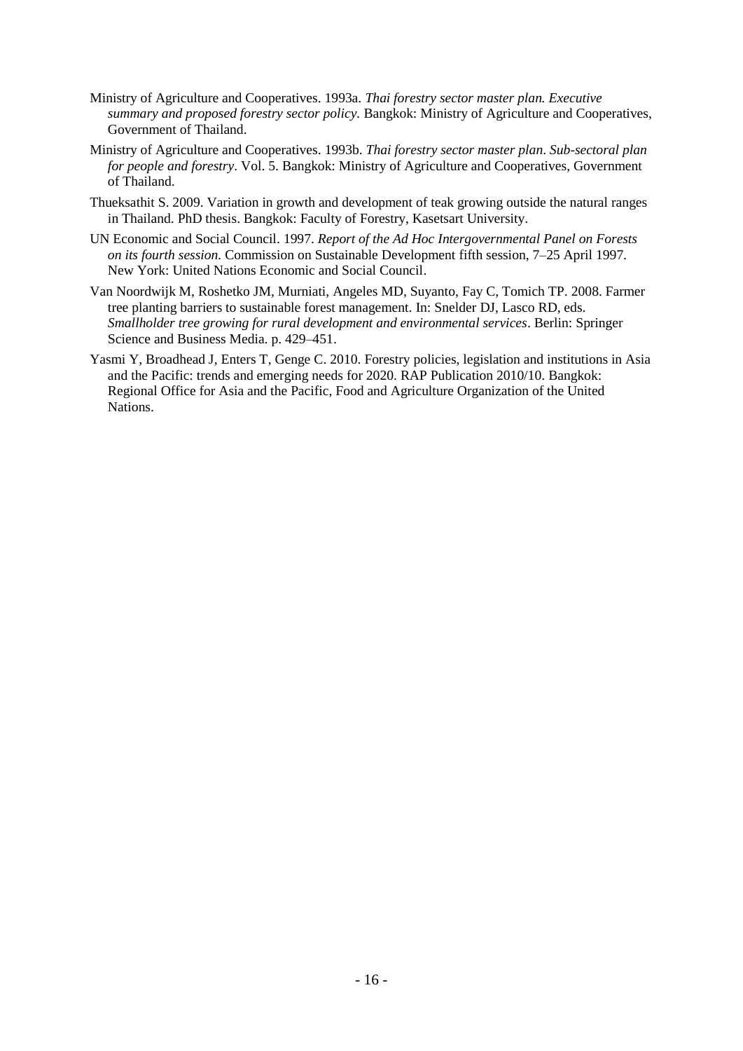Ministry of Agriculture and Cooperatives. 1993a. *Thai forestry sector master plan. Executive summary and proposed forestry sector policy.* Bangkok: Ministry of Agriculture and Cooperatives, Government of Thailand.

Ministry of Agriculture and Cooperatives. 1993b. *Thai forestry sector master plan*. *Sub-sectoral plan for people and forestry*. Vol. 5. Bangkok: Ministry of Agriculture and Cooperatives, Government of Thailand.

Thueksathit S. 2009. Variation in growth and development of teak growing outside the natural ranges in Thailand. PhD thesis. Bangkok: Faculty of Forestry, Kasetsart University.

UN Economic and Social Council. 1997. *Report of the Ad Hoc Intergovernmental Panel on Forests on its fourth session.* Commission on Sustainable Development fifth session, 7–25 April 1997. New York: United Nations Economic and Social Council.

Van Noordwijk M, Roshetko JM, Murniati, Angeles MD, Suyanto, Fay C, Tomich TP. 2008. Farmer tree planting barriers to sustainable forest management. In: Snelder DJ, Lasco RD, eds. *Smallholder tree growing for rural development and environmental services*. Berlin: Springer Science and Business Media. p. 429–451.

Yasmi Y, Broadhead J, Enters T, Genge C. 2010. Forestry policies, legislation and institutions in Asia and the Pacific: trends and emerging needs for 2020. RAP Publication 2010/10. Bangkok: Regional Office for Asia and the Pacific, Food and Agriculture Organization of the United Nations.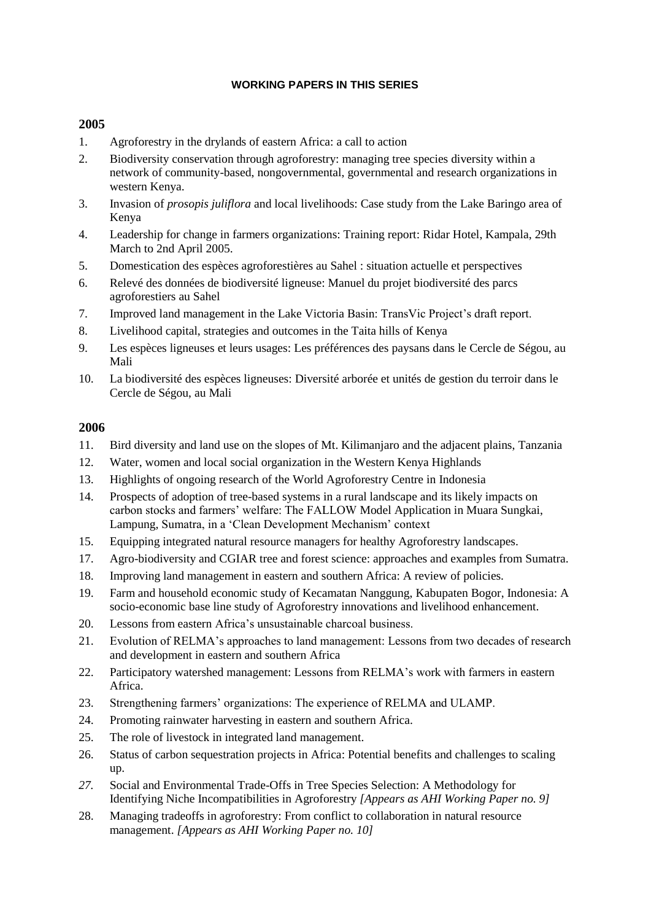**WORKING PAPERS IN THIS SERIES**

## 2005

1. Agroforestry in the drylands of eastern Africa: a call to action
2. Biodiversity conservation through agroforestry: managing tree species diversity within a network of community-based, nongovernmental, governmental and research organizations in western Kenya.
3. Invasion of *prosopis juliflora* and local livelihoods: Case study from the Lake Baringo area of Kenya
4. Leadership for change in farmers organizations: Training report: Ridar Hotel, Kampala, 29th March to 2nd April 2005.
5. Domestication des espèces agroforestières au Sahel : situation actuelle et perspectives
6. Relevé des données de biodiversité ligneuse: Manuel du projet biodiversité des parcs agroforestiers au Sahel
7. Improved land management in the Lake Victoria Basin: TransVic Project's draft report.
8. Livelihood capital, strategies and outcomes in the Taita hills of Kenya
9. Les espèces ligneuses et leurs usages: Les préférences des paysans dans le Cercle de Ségou, au Mali
10. La biodiversité des espèces ligneuses: Diversité arborée et unités de gestion du terroir dans le Cercle de Ségou, au Mali

## 2006

11. Bird diversity and land use on the slopes of Mt. Kilimanjaro and the adjacent plains, Tanzania
12. Water, women and local social organization in the Western Kenya Highlands
13. Highlights of ongoing research of the World Agroforestry Centre in Indonesia
14. Prospects of adoption of tree-based systems in a rural landscape and its likely impacts on carbon stocks and farmers' welfare: The FALLOW Model Application in Muara Sungkai, Lampung, Sumatra, in a 'Clean Development Mechanism' context
15. Equipping integrated natural resource managers for healthy Agroforestry landscapes.
17. Agro-biodiversity and CGIAR tree and forest science: approaches and examples from Sumatra.
18. Improving land management in eastern and southern Africa: A review of policies.
19. Farm and household economic study of Kecamatan Nanggung, Kabupaten Bogor, Indonesia: A socio-economic base line study of Agroforestry innovations and livelihood enhancement.
20. Lessons from eastern Africa's unsustainable charcoal business.
21. Evolution of RELMA's approaches to land management: Lessons from two decades of research and development in eastern and southern Africa
22. Participatory watershed management: Lessons from RELMA's work with farmers in eastern Africa.
23. Strengthening farmers' organizations: The experience of RELMA and ULAMP.
24. Promoting rainwater harvesting in eastern and southern Africa.
25. The role of livestock in integrated land management.
26. Status of carbon sequestration projects in Africa: Potential benefits and challenges to scaling up.
27. Social and Environmental Trade-Offs in Tree Species Selection: A Methodology for Identifying Niche Incompatibilities in Agroforestry *[Appears as AHI Working Paper no. 9]*
28. Managing tradeoffs in agroforestry: From conflict to collaboration in natural resource management. *[Appears as AHI Working Paper no. 10]*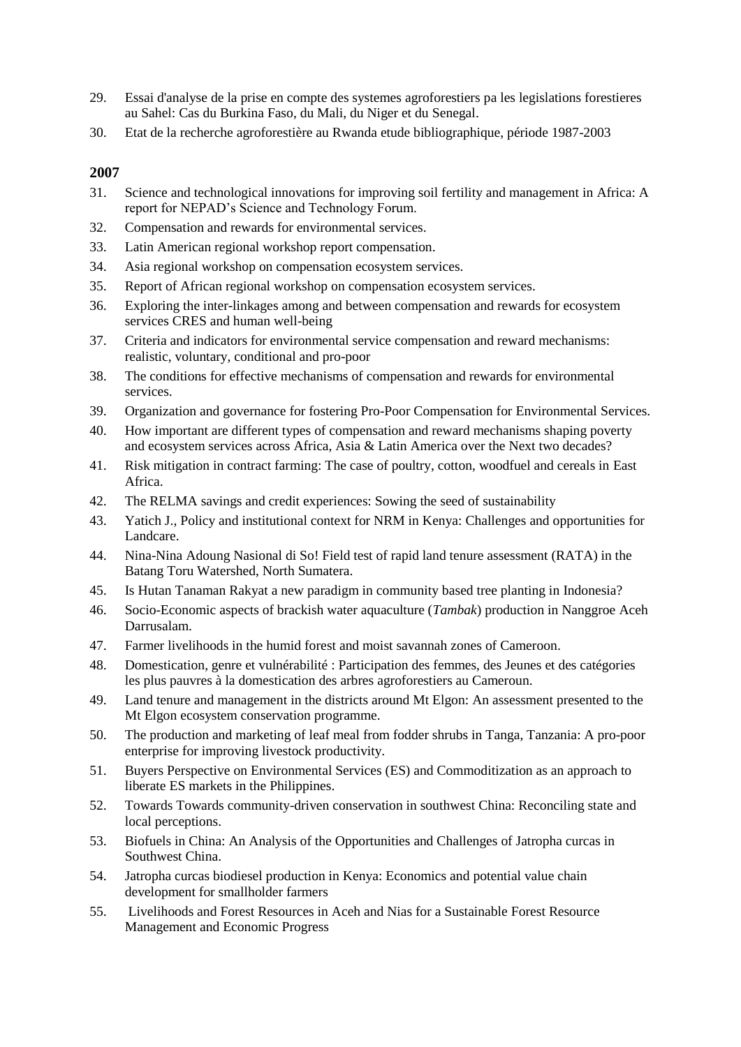29. Essai d'analyse de la prise en compte des systemes agroforestiers pa les legislations forestieres au Sahel: Cas du Burkina Faso, du Mali, du Niger et du Senegal.
30. Etat de la recherche agroforestière au Rwanda etude bibliographique, période 1987-2003

**2007**

31. Science and technological innovations for improving soil fertility and management in Africa: A report for NEPAD's Science and Technology Forum.
32. Compensation and rewards for environmental services.
33. Latin American regional workshop report compensation.
34. Asia regional workshop on compensation ecosystem services.
35. Report of African regional workshop on compensation ecosystem services.
36. Exploring the inter-linkages among and between compensation and rewards for ecosystem services CRES and human well-being
37. Criteria and indicators for environmental service compensation and reward mechanisms: realistic, voluntary, conditional and pro-poor
38. The conditions for effective mechanisms of compensation and rewards for environmental services.
39. Organization and governance for fostering Pro-Poor Compensation for Environmental Services.
40. How important are different types of compensation and reward mechanisms shaping poverty and ecosystem services across Africa, Asia & Latin America over the Next two decades?
41. Risk mitigation in contract farming: The case of poultry, cotton, woodfuel and cereals in East Africa.
42. The RELMA savings and credit experiences: Sowing the seed of sustainability
43. Yatich J., Policy and institutional context for NRM in Kenya: Challenges and opportunities for Landcare.
44. Nina-Nina Adoung Nasional di So! Field test of rapid land tenure assessment (RATA) in the Batang Toru Watershed, North Sumatera.
45. Is Hutan Tanaman Rakyat a new paradigm in community based tree planting in Indonesia?
46. Socio-Economic aspects of brackish water aquaculture (*Tambak*) production in Nanggroe Aceh Darrusalam.
47. Farmer livelihoods in the humid forest and moist savannah zones of Cameroon.
48. Domestication, genre et vulnérabilité : Participation des femmes, des Jeunes et des catégories les plus pauvres à la domestication des arbres agroforestiers au Cameroun.
49. Land tenure and management in the districts around Mt Elgon: An assessment presented to the Mt Elgon ecosystem conservation programme.
50. The production and marketing of leaf meal from fodder shrubs in Tanga, Tanzania: A pro-poor enterprise for improving livestock productivity.
51. Buyers Perspective on Environmental Services (ES) and Commoditization as an approach to liberate ES markets in the Philippines.
52. Towards Towards community-driven conservation in southwest China: Reconciling state and local perceptions.
53. Biofuels in China: An Analysis of the Opportunities and Challenges of Jatropha curcas in Southwest China.
54. Jatropha curcas biodiesel production in Kenya: Economics and potential value chain development for smallholder farmers
55. Livelihoods and Forest Resources in Aceh and Nias for a Sustainable Forest Resource Management and Economic Progress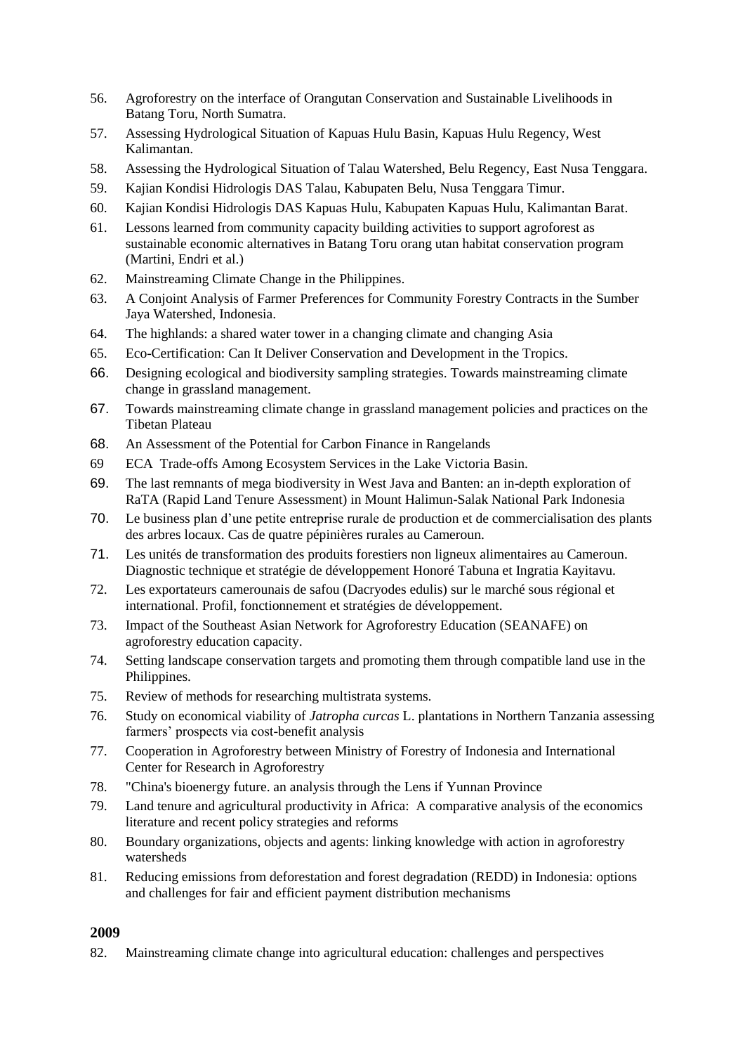56. Agroforestry on the interface of Orangutan Conservation and Sustainable Livelihoods in Batang Toru, North Sumatra.
57. Assessing Hydrological Situation of Kapuas Hulu Basin, Kapuas Hulu Regency, West Kalimantan.
58. Assessing the Hydrological Situation of Talau Watershed, Belu Regency, East Nusa Tenggara.
59. Kajian Kondisi Hidrologis DAS Talau, Kabupaten Belu, Nusa Tenggara Timur.
60. Kajian Kondisi Hidrologis DAS Kapuas Hulu, Kabupaten Kapuas Hulu, Kalimantan Barat.
61. Lessons learned from community capacity building activities to support agroforest as sustainable economic alternatives in Batang Toru orang utan habitat conservation program (Martini, Endri et al.)
62. Mainstreaming Climate Change in the Philippines.
63. A Conjoint Analysis of Farmer Preferences for Community Forestry Contracts in the Sumber Jaya Watershed, Indonesia.
64. The highlands: a shared water tower in a changing climate and changing Asia
65. Eco-Certification: Can It Deliver Conservation and Development in the Tropics.
66. Designing ecological and biodiversity sampling strategies. Towards mainstreaming climate change in grassland management.
67. Towards mainstreaming climate change in grassland management policies and practices on the Tibetan Plateau
68. An Assessment of the Potential for Carbon Finance in Rangelands

69 ECA Trade-offs Among Ecosystem Services in the Lake Victoria Basin.

69. The last remnants of mega biodiversity in West Java and Banten: an in-depth exploration of RaTA (Rapid Land Tenure Assessment) in Mount Halimun-Salak National Park Indonesia
70. Le business plan d'une petite entreprise rurale de production et de commercialisation des plants des arbres locaux. Cas de quatre pépinières rurales au Cameroun.
71. Les unités de transformation des produits forestiers non ligneux alimentaires au Cameroun. Diagnostic technique et stratégie de développement Honoré Tabuna et Ingratia Kayitavu.
72. Les exportateurs camerounais de safou (Dacryodes edulis) sur le marché sous régional et international. Profil, fonctionnement et stratégies de développement.
73. Impact of the Southeast Asian Network for Agroforestry Education (SEANAFE) on agroforestry education capacity.
74. Setting landscape conservation targets and promoting them through compatible land use in the Philippines.
75. Review of methods for researching multistrata systems.
76. Study on economical viability of *Jatropha curcas* L. plantations in Northern Tanzania assessing farmers' prospects via cost-benefit analysis
77. Cooperation in Agroforestry between Ministry of Forestry of Indonesia and International Center for Research in Agroforestry
78. "China's bioenergy future. an analysis through the Lens if Yunnan Province
79. Land tenure and agricultural productivity in Africa: A comparative analysis of the economics literature and recent policy strategies and reforms
80. Boundary organizations, objects and agents: linking knowledge with action in agroforestry watersheds
81. Reducing emissions from deforestation and forest degradation (REDD) in Indonesia: options and challenges for fair and efficient payment distribution mechanisms

## 2009

82. Mainstreaming climate change into agricultural education: challenges and perspectives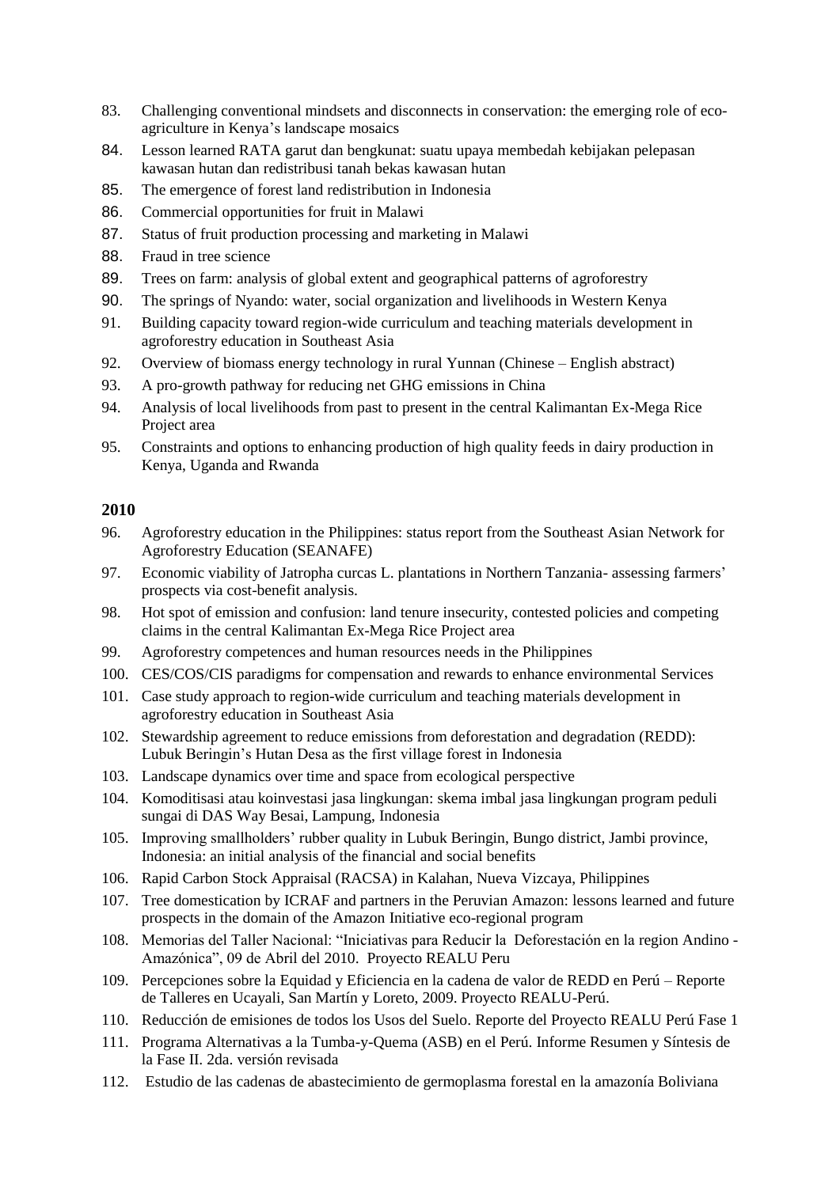83. Challenging conventional mindsets and disconnects in conservation: the emerging role of eco-agriculture in Kenya's landscape mosaics
84. Lesson learned RATA garut dan bengkunat: suatu upaya membedah kebijakan pelepasan kawasan hutan dan redistribusi tanah bekas kawasan hutan
85. The emergence of forest land redistribution in Indonesia
86. Commercial opportunities for fruit in Malawi
87. Status of fruit production processing and marketing in Malawi
88. Fraud in tree science
89. Trees on farm: analysis of global extent and geographical patterns of agroforestry
90. The springs of Nyando: water, social organization and livelihoods in Western Kenya
91. Building capacity toward region-wide curriculum and teaching materials development in agroforestry education in Southeast Asia
92. Overview of biomass energy technology in rural Yunnan (Chinese – English abstract)
93. A pro-growth pathway for reducing net GHG emissions in China
94. Analysis of local livelihoods from past to present in the central Kalimantan Ex-Mega Rice Project area
95. Constraints and options to enhancing production of high quality feeds in dairy production in Kenya, Uganda and Rwanda

**2010**

96. Agroforestry education in the Philippines: status report from the Southeast Asian Network for Agroforestry Education (SEANAFE)
97. Economic viability of Jatropha curcas L. plantations in Northern Tanzania- assessing farmers' prospects via cost-benefit analysis.
98. Hot spot of emission and confusion: land tenure insecurity, contested policies and competing claims in the central Kalimantan Ex-Mega Rice Project area
99. Agroforestry competences and human resources needs in the Philippines
100. CES/COS/CIS paradigms for compensation and rewards to enhance environmental Services
101. Case study approach to region-wide curriculum and teaching materials development in agroforestry education in Southeast Asia
102. Stewardship agreement to reduce emissions from deforestation and degradation (REDD): Lubuk Beringin's Hutan Desa as the first village forest in Indonesia
103. Landscape dynamics over time and space from ecological perspective
104. Komoditisasi atau koinvestasi jasa lingkungan: skema imbal jasa lingkungan program peduli sungai di DAS Way Besai, Lampung, Indonesia
105. Improving smallholders' rubber quality in Lubuk Beringin, Bungo district, Jambi province, Indonesia: an initial analysis of the financial and social benefits
106. Rapid Carbon Stock Appraisal (RACSA) in Kalahan, Nueva Vizcaya, Philippines
107. Tree domestication by ICRAF and partners in the Peruvian Amazon: lessons learned and future prospects in the domain of the Amazon Initiative eco-regional program
108. Memorias del Taller Nacional: "Iniciativas para Reducir la Deforestación en la region Andino - Amazónica", 09 de Abril del 2010. Proyecto REALU Peru
109. Percepciones sobre la Equidad y Eficiencia en la cadena de valor de REDD en Perú – Reporte de Talleres en Ucayali, San Martín y Loreto, 2009. Proyecto REALU-Perú.
110. Reducción de emisiones de todos los Usos del Suelo. Reporte del Proyecto REALU Perú Fase 1
111. Programa Alternativas a la Tumba-y-Quema (ASB) en el Perú. Informe Resumen y Síntesis de la Fase II. 2da. versión revisada
112. Estudio de las cadenas de abastecimiento de germoplasma forestal en la amazonía Boliviana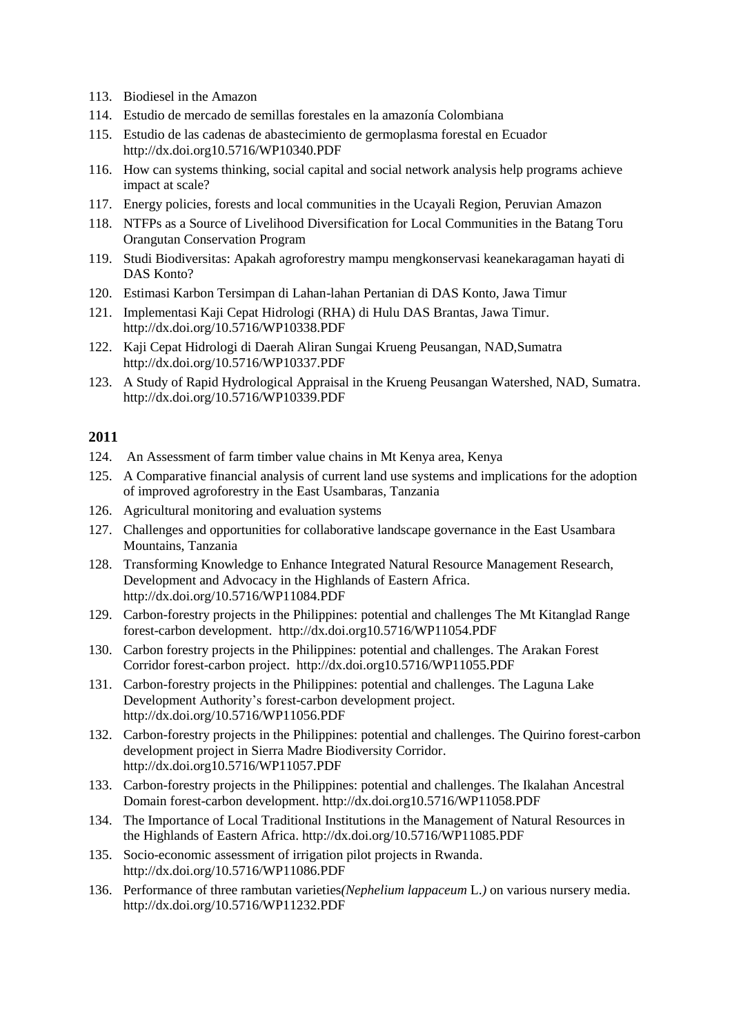113. Biodiesel in the Amazon
114. Estudio de mercado de semillas forestales en la amazonía Colombiana
115. Estudio de las cadenas de abastecimiento de germoplasma forestal en Ecuador http://dx.doi.org10.5716/WP10340.PDF
116. How can systems thinking, social capital and social network analysis help programs achieve impact at scale?
117. Energy policies, forests and local communities in the Ucayali Region, Peruvian Amazon
118. NTFPs as a Source of Livelihood Diversification for Local Communities in the Batang Toru Orangutan Conservation Program
119. Studi Biodiversitas: Apakah agroforestry mampu mengkonservasi keanekaragaman hayati di DAS Konto?
120. Estimasi Karbon Tersimpan di Lahan-lahan Pertanian di DAS Konto, Jawa Timur
121. Implementasi Kaji Cepat Hidrologi (RHA) di Hulu DAS Brantas, Jawa Timur. http://dx.doi.org/10.5716/WP10338.PDF
122. Kaji Cepat Hidrologi di Daerah Aliran Sungai Krueng Peusangan, NAD,Sumatra http://dx.doi.org/10.5716/WP10337.PDF
123. A Study of Rapid Hydrological Appraisal in the Krueng Peusangan Watershed, NAD, Sumatra. http://dx.doi.org/10.5716/WP10339.PDF

## 2011

124. An Assessment of farm timber value chains in Mt Kenya area, Kenya
125. A Comparative financial analysis of current land use systems and implications for the adoption of improved agroforestry in the East Usambaras, Tanzania
126. Agricultural monitoring and evaluation systems
127. Challenges and opportunities for collaborative landscape governance in the East Usambara Mountains, Tanzania
128. Transforming Knowledge to Enhance Integrated Natural Resource Management Research, Development and Advocacy in the Highlands of Eastern Africa. http://dx.doi.org/10.5716/WP11084.PDF
129. Carbon-forestry projects in the Philippines: potential and challenges The Mt Kitanglad Range forest-carbon development. http://dx.doi.org10.5716/WP11054.PDF
130. Carbon forestry projects in the Philippines: potential and challenges. The Arakan Forest Corridor forest-carbon project. http://dx.doi.org10.5716/WP11055.PDF
131. Carbon-forestry projects in the Philippines: potential and challenges. The Laguna Lake Development Authority's forest-carbon development project. http://dx.doi.org/10.5716/WP11056.PDF
132. Carbon-forestry projects in the Philippines: potential and challenges. The Quirino forest-carbon development project in Sierra Madre Biodiversity Corridor. http://dx.doi.org10.5716/WP11057.PDF
133. Carbon-forestry projects in the Philippines: potential and challenges. The Ikalahan Ancestral Domain forest-carbon development. http://dx.doi.org10.5716/WP11058.PDF
134. The Importance of Local Traditional Institutions in the Management of Natural Resources in the Highlands of Eastern Africa. http://dx.doi.org/10.5716/WP11085.PDF
135. Socio-economic assessment of irrigation pilot projects in Rwanda. http://dx.doi.org/10.5716/WP11086.PDF
136. Performance of three rambutan varieties*(Nephelium lappaceum* L.*)* on various nursery media. http://dx.doi.org/10.5716/WP11232.PDF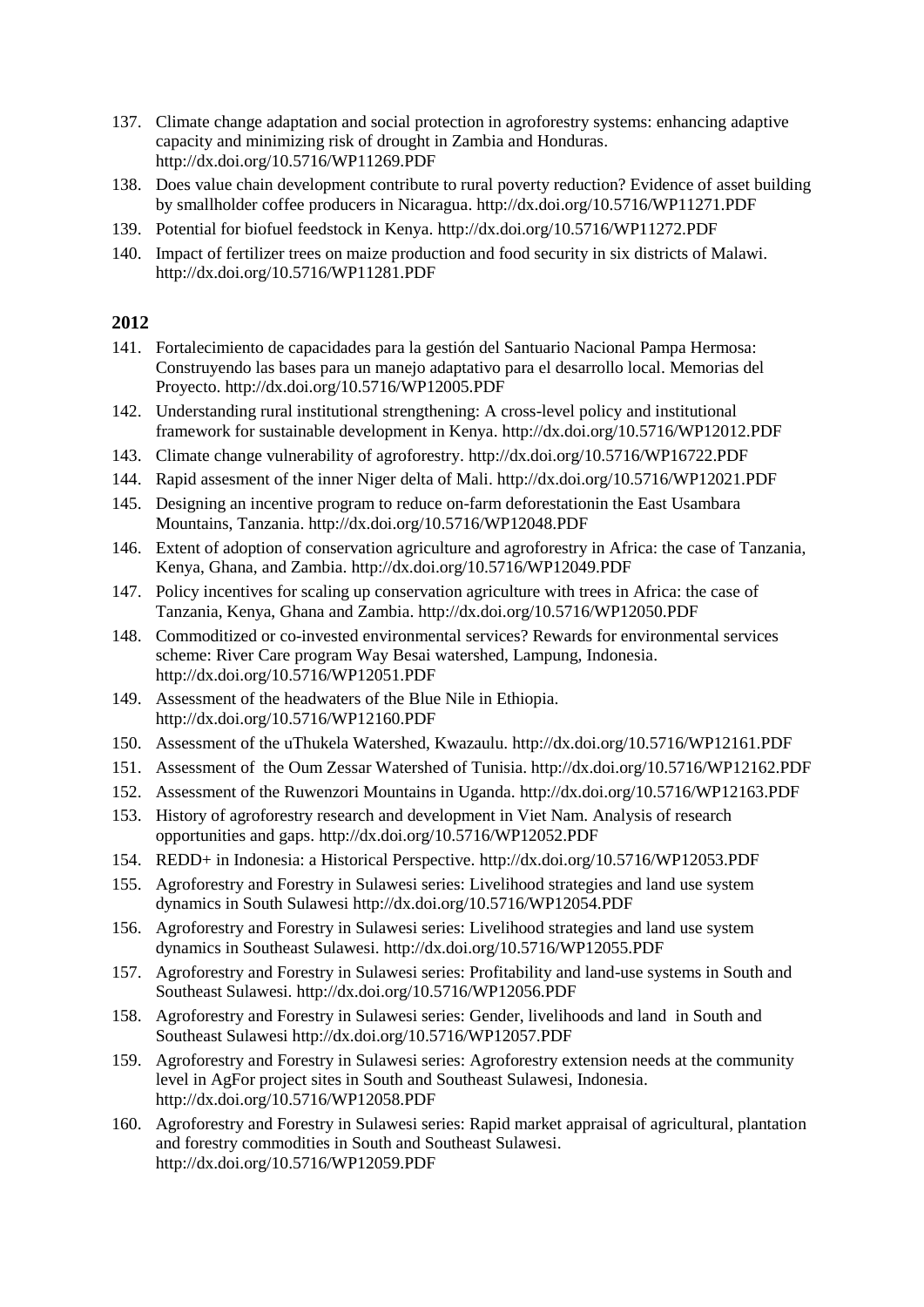137. Climate change adaptation and social protection in agroforestry systems: enhancing adaptive capacity and minimizing risk of drought in Zambia and Honduras. http://dx.doi.org/10.5716/WP11269.PDF
138. Does value chain development contribute to rural poverty reduction? Evidence of asset building by smallholder coffee producers in Nicaragua. http://dx.doi.org/10.5716/WP11271.PDF
139. Potential for biofuel feedstock in Kenya. http://dx.doi.org/10.5716/WP11272.PDF
140. Impact of fertilizer trees on maize production and food security in six districts of Malawi. http://dx.doi.org/10.5716/WP11281.PDF

**2012**

141. Fortalecimiento de capacidades para la gestión del Santuario Nacional Pampa Hermosa: Construyendo las bases para un manejo adaptativo para el desarrollo local. Memorias del Proyecto. http://dx.doi.org/10.5716/WP12005.PDF
142. Understanding rural institutional strengthening: A cross-level policy and institutional framework for sustainable development in Kenya. http://dx.doi.org/10.5716/WP12012.PDF
143. Climate change vulnerability of agroforestry. http://dx.doi.org/10.5716/WP16722.PDF
144. Rapid assesment of the inner Niger delta of Mali. http://dx.doi.org/10.5716/WP12021.PDF
145. Designing an incentive program to reduce on-farm deforestationin the East Usambara Mountains, Tanzania. http://dx.doi.org/10.5716/WP12048.PDF
146. Extent of adoption of conservation agriculture and agroforestry in Africa: the case of Tanzania, Kenya, Ghana, and Zambia. http://dx.doi.org/10.5716/WP12049.PDF
147. Policy incentives for scaling up conservation agriculture with trees in Africa: the case of Tanzania, Kenya, Ghana and Zambia. http://dx.doi.org/10.5716/WP12050.PDF
148. Commoditized or co-invested environmental services? Rewards for environmental services scheme: River Care program Way Besai watershed, Lampung, Indonesia. http://dx.doi.org/10.5716/WP12051.PDF
149. Assessment of the headwaters of the Blue Nile in Ethiopia. http://dx.doi.org/10.5716/WP12160.PDF
150. Assessment of the uThukela Watershed, Kwazaulu. http://dx.doi.org/10.5716/WP12161.PDF
151. Assessment of the Oum Zessar Watershed of Tunisia. http://dx.doi.org/10.5716/WP12162.PDF
152. Assessment of the Ruwenzori Mountains in Uganda. http://dx.doi.org/10.5716/WP12163.PDF
153. History of agroforestry research and development in Viet Nam. Analysis of research opportunities and gaps. http://dx.doi.org/10.5716/WP12052.PDF
154. REDD+ in Indonesia: a Historical Perspective. http://dx.doi.org/10.5716/WP12053.PDF
155. Agroforestry and Forestry in Sulawesi series: Livelihood strategies and land use system dynamics in South Sulawesi http://dx.doi.org/10.5716/WP12054.PDF
156. Agroforestry and Forestry in Sulawesi series: Livelihood strategies and land use system dynamics in Southeast Sulawesi. http://dx.doi.org/10.5716/WP12055.PDF
157. Agroforestry and Forestry in Sulawesi series: Profitability and land-use systems in South and Southeast Sulawesi. http://dx.doi.org/10.5716/WP12056.PDF
158. Agroforestry and Forestry in Sulawesi series: Gender, livelihoods and land in South and Southeast Sulawesi http://dx.doi.org/10.5716/WP12057.PDF
159. Agroforestry and Forestry in Sulawesi series: Agroforestry extension needs at the community level in AgFor project sites in South and Southeast Sulawesi, Indonesia. http://dx.doi.org/10.5716/WP12058.PDF
160. Agroforestry and Forestry in Sulawesi series: Rapid market appraisal of agricultural, plantation and forestry commodities in South and Southeast Sulawesi. http://dx.doi.org/10.5716/WP12059.PDF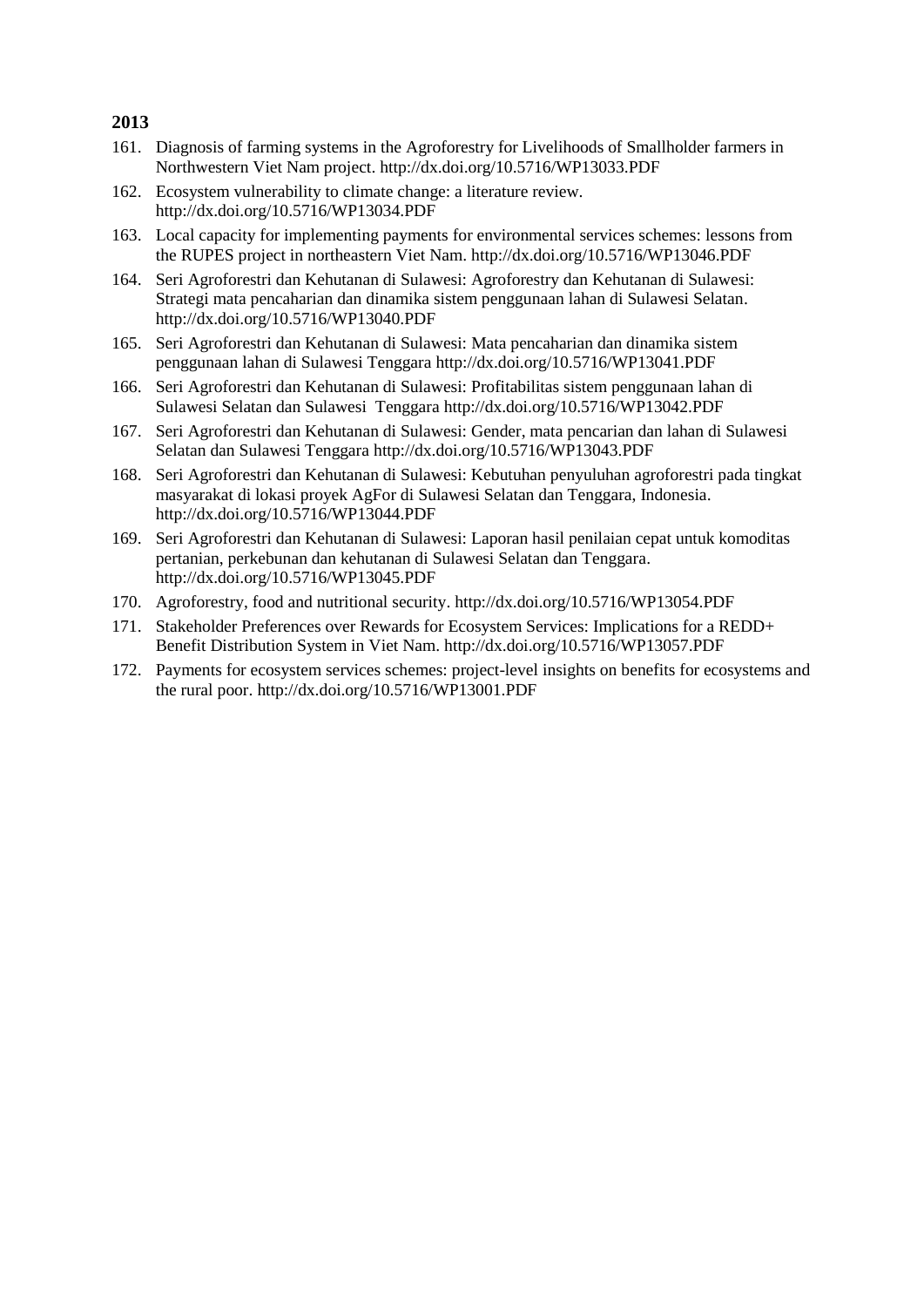**2013**

161. Diagnosis of farming systems in the Agroforestry for Livelihoods of Smallholder farmers in Northwestern Viet Nam project. http://dx.doi.org/10.5716/WP13033.PDF
162. Ecosystem vulnerability to climate change: a literature review. http://dx.doi.org/10.5716/WP13034.PDF
163. Local capacity for implementing payments for environmental services schemes: lessons from the RUPES project in northeastern Viet Nam. http://dx.doi.org/10.5716/WP13046.PDF
164. Seri Agroforestri dan Kehutanan di Sulawesi: Agroforestry dan Kehutanan di Sulawesi: Strategi mata pencaharian dan dinamika sistem penggunaan lahan di Sulawesi Selatan. http://dx.doi.org/10.5716/WP13040.PDF
165. Seri Agroforestri dan Kehutanan di Sulawesi: Mata pencaharian dan dinamika sistem penggunaan lahan di Sulawesi Tenggara http://dx.doi.org/10.5716/WP13041.PDF
166. Seri Agroforestri dan Kehutanan di Sulawesi: Profitabilitas sistem penggunaan lahan di Sulawesi Selatan dan Sulawesi Tenggara http://dx.doi.org/10.5716/WP13042.PDF
167. Seri Agroforestri dan Kehutanan di Sulawesi: Gender, mata pencarian dan lahan di Sulawesi Selatan dan Sulawesi Tenggara http://dx.doi.org/10.5716/WP13043.PDF
168. Seri Agroforestri dan Kehutanan di Sulawesi: Kebutuhan penyuluhan agroforestri pada tingkat masyarakat di lokasi proyek AgFor di Sulawesi Selatan dan Tenggara, Indonesia. http://dx.doi.org/10.5716/WP13044.PDF
169. Seri Agroforestri dan Kehutanan di Sulawesi: Laporan hasil penilaian cepat untuk komoditas pertanian, perkebunan dan kehutanan di Sulawesi Selatan dan Tenggara. http://dx.doi.org/10.5716/WP13045.PDF
170. Agroforestry, food and nutritional security. http://dx.doi.org/10.5716/WP13054.PDF
171. Stakeholder Preferences over Rewards for Ecosystem Services: Implications for a REDD+ Benefit Distribution System in Viet Nam. http://dx.doi.org/10.5716/WP13057.PDF
172. Payments for ecosystem services schemes: project-level insights on benefits for ecosystems and the rural poor. http://dx.doi.org/10.5716/WP13001.PDF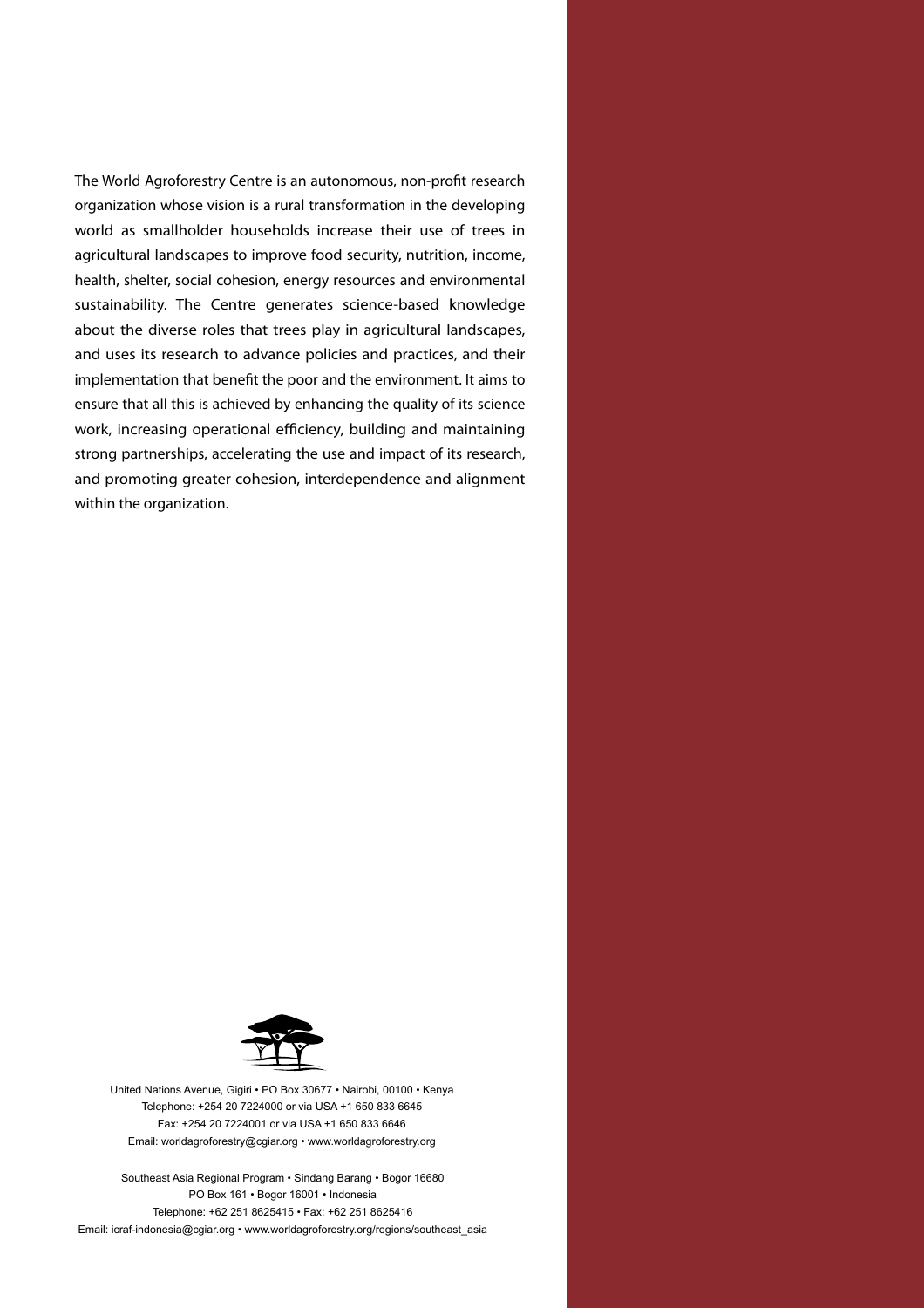The World Agroforestry Centre is an autonomous, non-profit research organization whose vision is a rural transformation in the developing world as smallholder households increase their use of trees in agricultural landscapes to improve food security, nutrition, income, health, shelter, social cohesion, energy resources and environmental sustainability. The Centre generates science-based knowledge about the diverse roles that trees play in agricultural landscapes, and uses its research to advance policies and practices, and their implementation that benefit the poor and the environment. It aims to ensure that all this is achieved by enhancing the quality of its science work, increasing operational efficiency, building and maintaining strong partnerships, accelerating the use and impact of its research, and promoting greater cohesion, interdependence and alignment within the organization.

United Nations Avenue, Gigiri • PO Box 30677 • Nairobi, 00100 • Kenya
Telephone: +254 20 7224000 or via USA +1 650 833 6645
Fax: +254 20 7224001 or via USA +1 650 833 6646
Email: worldagroforestry@cgiar.org • www.worldagroforestry.org

Southeast Asia Regional Program • Sindang Barang • Bogor 16680
PO Box 161 • Bogor 16001 • Indonesia
Telephone: +62 251 8625415 • Fax: +62 251 8625416
Email: icraf-indonesia@cgiar.org • www.worldagroforestry.org/regions/southeast_asia